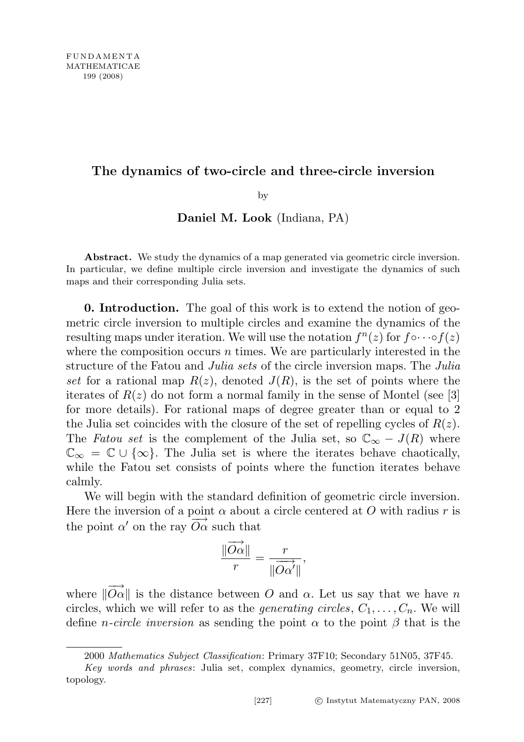# The dynamics of two-circle and three-circle inversion

by

**Daniel M. Look** (Indiana, PA)

**Abstract.** We study the dynamics of a map generated via geometric circle inversion. In particular, we define multiple circle inversion and investigate the dynamics of such maps and their corresponding Julia sets.

**0. Introduction.** The goal of this work is to extend the notion of geometric circle inversion to multiple circles and examine the dynamics of the resulting maps under iteration. We will use the notation $f^n(z)$ for $f \circ \cdots \circ f(z)$ where the composition occurs $n$ times. We are particularly interested in the structure of the Fatou and *Julia sets* of the circle inversion maps. The *Julia set* for a rational map $R(z)$, denoted $J(R)$, is the set of points where the iterates of $R(z)$ do not form a normal family in the sense of Montel (see [3] for more details). For rational maps of degree greater than or equal to 2 the Julia set coincides with the closure of the set of repelling cycles of $R(z)$. The *Fatou set* is the complement of the Julia set, so $\mathbb{C}_\infty - J(R)$ where $\mathbb{C}_\infty = \mathbb{C} \cup \{\infty\}$. The Julia set is where the iterates behave chaotically, while the Fatou set consists of points where the function iterates behave calmly.

We will begin with the standard definition of geometric circle inversion. Here the inversion of a point $\alpha$ about a circle centered at $O$ with radius $r$ is the point $\alpha'$ on the ray $\overrightarrow{O\alpha}$ such that

$$\frac{\|\overrightarrow{O\alpha}\|}{r} = \frac{r}{\|\overrightarrow{O\alpha'}\|},$$

where $\|\overrightarrow{O\alpha}\|$ is the distance between $O$ and $\alpha$. Let us say that we have $n$ circles, which we will refer to as the *generating circles*, $C_1, \ldots, C_n$. We will define *n-circle inversion* as sending the point $\alpha$ to the point $\beta$ that is the

2000 *Mathematics Subject Classification*: Primary 37F10; Secondary 51N05, 37F45.

*Key words and phrases*: Julia set, complex dynamics, geometry, circle inversion, topology.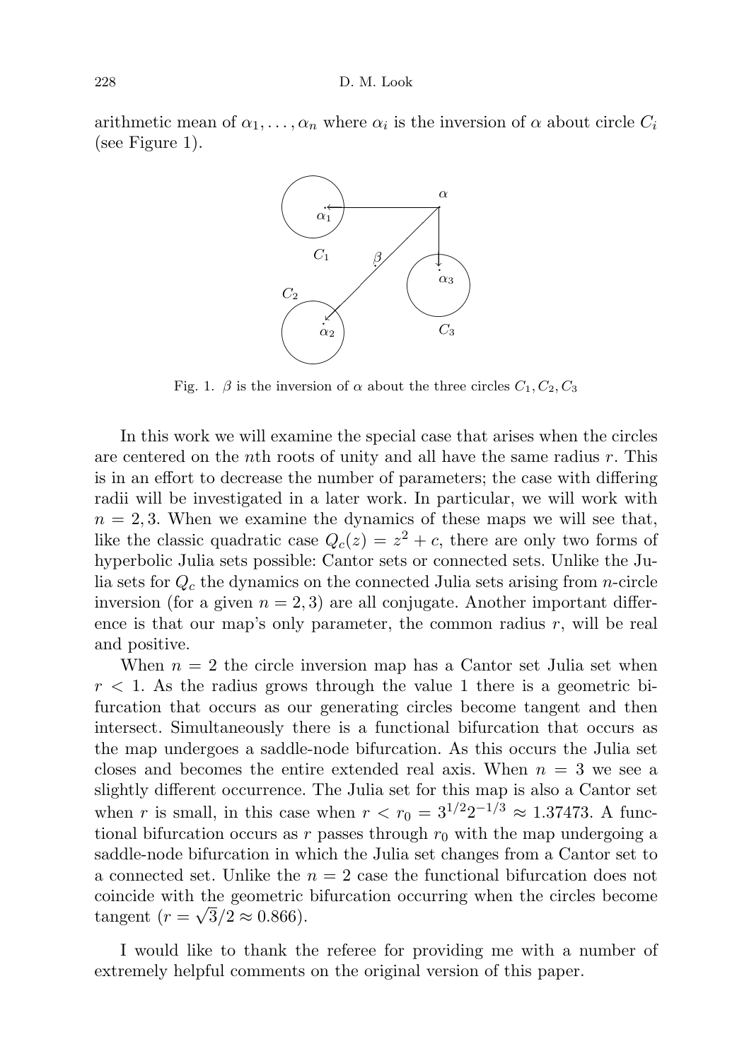arithmetic mean of $\alpha_1, \ldots, \alpha_n$ where $\alpha_i$ is the inversion of $\alpha$ about circle $C_i$ (see Figure 1).

Fig. 1. $\beta$ is the inversion of $\alpha$ about the three circles $C_1, C_2, C_3$

In this work we will examine the special case that arises when the circles are centered on the $n$th roots of unity and all have the same radius $r$. This is in an effort to decrease the number of parameters; the case with differing radii will be investigated in a later work. In particular, we will work with $n = 2, 3$. When we examine the dynamics of these maps we will see that, like the classic quadratic case $Q_c(z) = z^2 + c$, there are only two forms of hyperbolic Julia sets possible: Cantor sets or connected sets. Unlike the Julia sets for $Q_c$ the dynamics on the connected Julia sets arising from $n$-circle inversion (for a given $n = 2, 3$) are all conjugate. Another important difference is that our map's only parameter, the common radius $r$, will be real and positive.

When $n = 2$ the circle inversion map has a Cantor set Julia set when $r < 1$. As the radius grows through the value 1 there is a geometric bifurcation that occurs as our generating circles become tangent and then intersect. Simultaneously there is a functional bifurcation that occurs as the map undergoes a saddle-node bifurcation. As this occurs the Julia set closes and becomes the entire extended real axis. When $n = 3$ we see a slightly different occurrence. The Julia set for this map is also a Cantor set when $r$ is small, in this case when $r < r_0 = 3^{1/2}2^{-1/3} \approx 1.37473$. A functional bifurcation occurs as $r$ passes through $r_0$ with the map undergoing a saddle-node bifurcation in which the Julia set changes from a Cantor set to a connected set. Unlike the $n = 2$ case the functional bifurcation does not coincide with the geometric bifurcation occurring when the circles become tangent ($r = \sqrt{3}/2 \approx 0.866$).

I would like to thank the referee for providing me with a number of extremely helpful comments on the original version of this paper.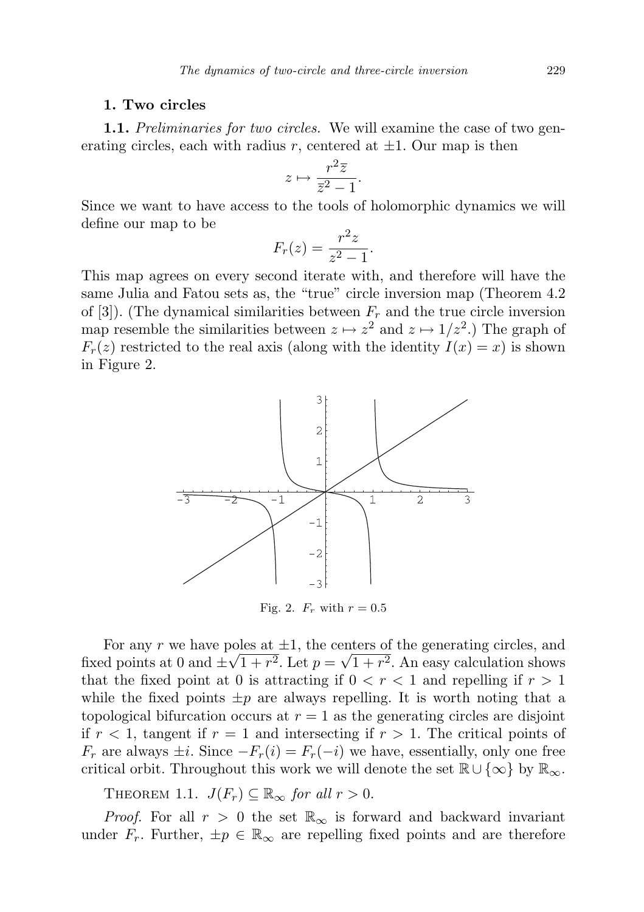## 1. Two circles

**1.1.** *Preliminaries for two circles.* We will examine the case of two generating circles, each with radius $r$, centered at $\pm 1$. Our map is then

$$z \mapsto \frac{r^2 \overline{z}}{\overline{z}^2 - 1}.$$

Since we want to have access to the tools of holomorphic dynamics we will define our map to be

$$F_r(z) = \frac{r^2 z}{z^2 - 1}.$$

This map agrees on every second iterate with, and therefore will have the same Julia and Fatou sets as, the "true" circle inversion map (Theorem 4.2 of [3]). (The dynamical similarities between $F_r$ and the true circle inversion map resemble the similarities between $z \mapsto z^2$ and $z \mapsto 1/z^2$.) The graph of $F_r(z)$ restricted to the real axis (along with the identity $I(x) = x$) is shown in Figure 2.

Fig. 2. $F_r$ with $r = 0.5$

For any $r$ we have poles at $\pm 1$, the centers of the generating circles, and fixed points at 0 and $\pm\sqrt{1+r^2}$. Let $p = \sqrt{1+r^2}$. An easy calculation shows that the fixed point at 0 is attracting if $0 < r < 1$ and repelling if $r > 1$ while the fixed points $\pm p$ are always repelling. It is worth noting that a topological bifurcation occurs at $r = 1$ as the generating circles are disjoint if $r < 1$, tangent if $r = 1$ and intersecting if $r > 1$. The critical points of $F_r$ are always $\pm i$. Since $-F_r(i) = F_r(-i)$ we have, essentially, only one free critical orbit. Throughout this work we will denote the set $\mathbb{R} \cup \{\infty\}$ by $\mathbb{R}_\infty$.

THEOREM 1.1. *$J(F_r) \subseteq \mathbb{R}_\infty$ for all $r > 0$.*

*Proof.* For all $r > 0$ the set $\mathbb{R}_\infty$ is forward and backward invariant under $F_r$. Further, $\pm p \in \mathbb{R}_\infty$ are repelling fixed points and are therefore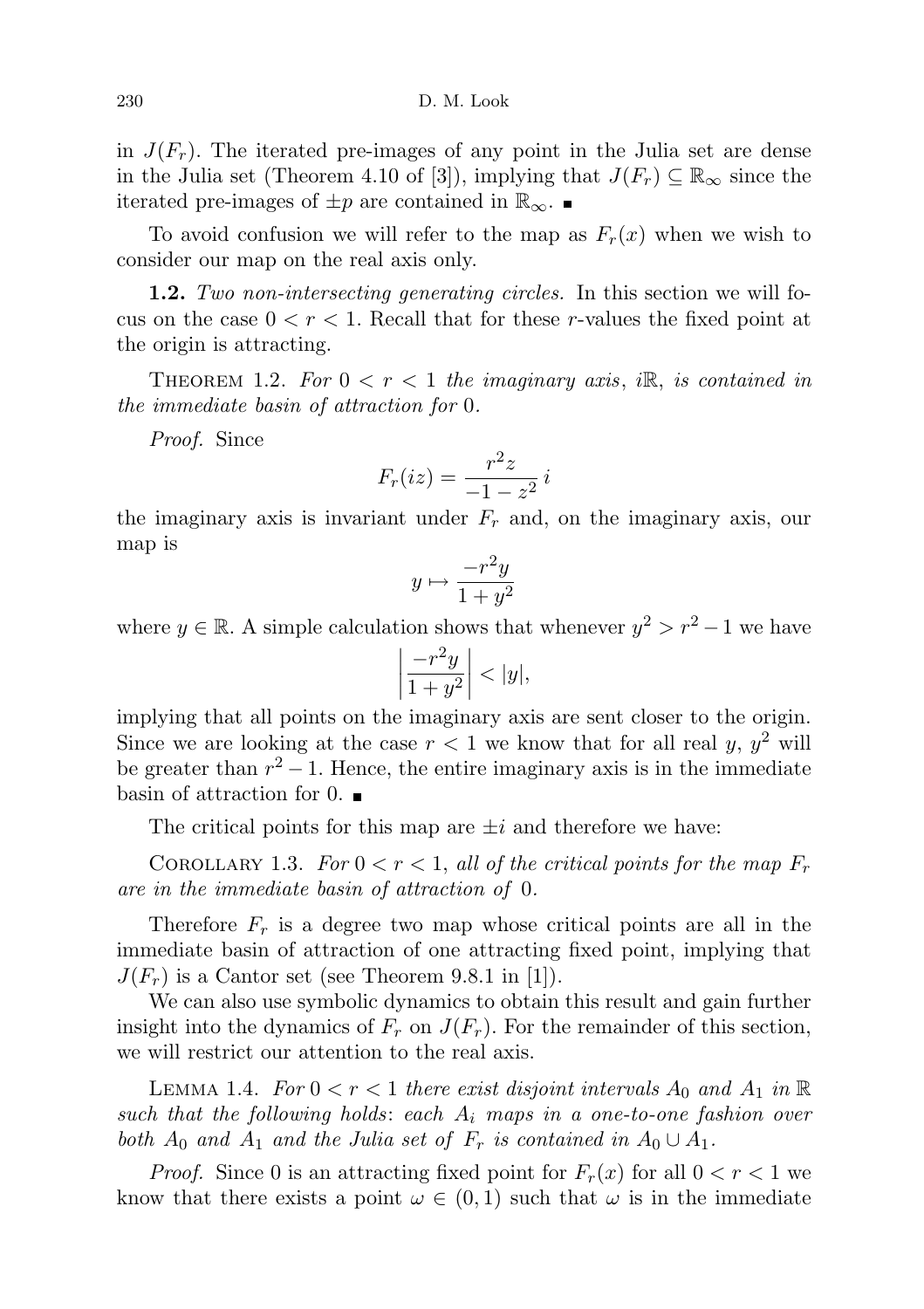in $J(F_r)$. The iterated pre-images of any point in the Julia set are dense in the Julia set (Theorem 4.10 of [3]), implying that $J(F_r) \subseteq \mathbb{R}_\infty$ since the iterated pre-images of $\pm p$ are contained in $\mathbb{R}_\infty$. ■

To avoid confusion we will refer to the map as $F_r(x)$ when we wish to consider our map on the real axis only.

**1.2.** *Two non-intersecting generating circles.* In this section we will focus on the case $0 < r < 1$. Recall that for these $r$-values the fixed point at the origin is attracting.

THEOREM 1.2. *For $0 < r < 1$ the imaginary axis, $i\mathbb{R}$, is contained in the immediate basin of attraction for 0.*

*Proof.* Since

$$F_r(iz) = \frac{r^2 z}{-1 - z^2}\, i$$

the imaginary axis is invariant under $F_r$ and, on the imaginary axis, our map is

$$y \mapsto \frac{-r^2 y}{1 + y^2}$$

where $y \in \mathbb{R}$. A simple calculation shows that whenever $y^2 > r^2 - 1$ we have

$$\left| \frac{-r^2 y}{1 + y^2} \right| < |y|,$$

implying that all points on the imaginary axis are sent closer to the origin. Since we are looking at the case $r < 1$ we know that for all real $y$, $y^2$ will be greater than $r^2 - 1$. Hence, the entire imaginary axis is in the immediate basin of attraction for 0. ■

The critical points for this map are $\pm i$ and therefore we have:

COROLLARY 1.3. *For $0 < r < 1$, all of the critical points for the map $F_r$ are in the immediate basin of attraction of 0.*

Therefore $F_r$ is a degree two map whose critical points are all in the immediate basin of attraction of one attracting fixed point, implying that $J(F_r)$ is a Cantor set (see Theorem 9.8.1 in [1]).

We can also use symbolic dynamics to obtain this result and gain further insight into the dynamics of $F_r$ on $J(F_r)$. For the remainder of this section, we will restrict our attention to the real axis.

LEMMA 1.4. *For $0 < r < 1$ there exist disjoint intervals $A_0$ and $A_1$ in $\mathbb{R}$ such that the following holds: each $A_i$ maps in a one-to-one fashion over both $A_0$ and $A_1$ and the Julia set of $F_r$ is contained in $A_0 \cup A_1$.*

*Proof.* Since 0 is an attracting fixed point for $F_r(x)$ for all $0 < r < 1$ we know that there exists a point $\omega \in (0, 1)$ such that $\omega$ is in the immediate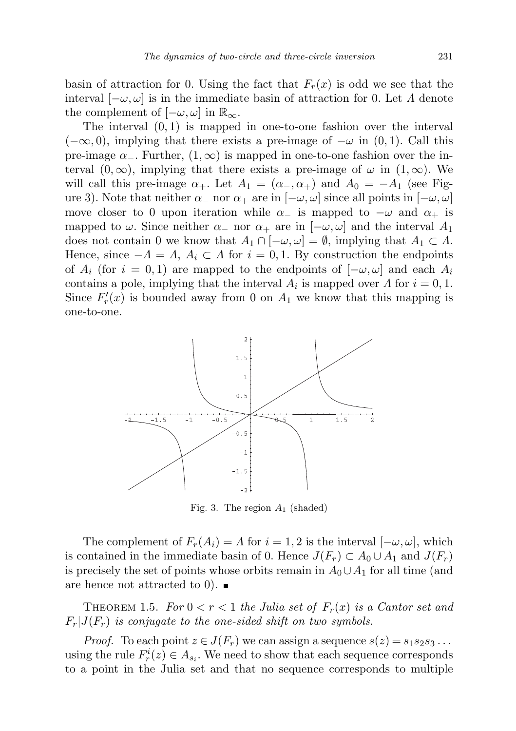basin of attraction for 0. Using the fact that $F_r(x)$ is odd we see that the interval $[-\omega, \omega]$ is in the immediate basin of attraction for 0. Let $\Lambda$ denote the complement of $[-\omega, \omega]$ in $\mathbb{R}_\infty$.

The interval $(0, 1)$ is mapped in one-to-one fashion over the interval $(-\infty, 0)$, implying that there exists a pre-image of $-\omega$ in $(0, 1)$. Call this pre-image $\alpha_-$. Further, $(1, \infty)$ is mapped in one-to-one fashion over the interval $(0, \infty)$, implying that there exists a pre-image of $\omega$ in $(1, \infty)$. We will call this pre-image $\alpha_+$. Let $A_1 = (\alpha_-, \alpha_+)$ and $A_0 = -A_1$ (see Figure 3). Note that neither $\alpha_-$ nor $\alpha_+$ are in $[-\omega, \omega]$ since all points in $[-\omega, \omega]$ move closer to 0 upon iteration while $\alpha_-$ is mapped to $-\omega$ and $\alpha_+$ is mapped to $\omega$. Since neither $\alpha_-$ nor $\alpha_+$ are in $[-\omega, \omega]$ and the interval $A_1$ does not contain 0 we know that $A_1 \cap [-\omega, \omega] = \emptyset$, implying that $A_1 \subset \Lambda$. Hence, since $-\Lambda = \Lambda$, $A_i \subset \Lambda$ for $i = 0, 1$. By construction the endpoints of $A_i$ (for $i = 0, 1$) are mapped to the endpoints of $[-\omega, \omega]$ and each $A_i$ contains a pole, implying that the interval $A_i$ is mapped over $\Lambda$ for $i = 0, 1$. Since $F_r'(x)$ is bounded away from 0 on $A_1$ we know that this mapping is one-to-one.

Fig. 3. The region $A_1$ (shaded)

The complement of $F_r(A_i) = \Lambda$ for $i = 1, 2$ is the interval $[-\omega, \omega]$, which is contained in the immediate basin of 0. Hence $J(F_r) \subset A_0 \cup A_1$ and $J(F_r)$ is precisely the set of points whose orbits remain in $A_0 \cup A_1$ for all time (and are hence not attracted to 0). ∎

THEOREM 1.5. *For $0 < r < 1$ the Julia set of $F_r(x)$ is a Cantor set and $F_r|J(F_r)$ is conjugate to the one-sided shift on two symbols.*

*Proof.* To each point $z \in J(F_r)$ we can assign a sequence $s(z) = s_1 s_2 s_3 \ldots$ using the rule $F_r^i(z) \in A_{s_i}$. We need to show that each sequence corresponds to a point in the Julia set and that no sequence corresponds to multiple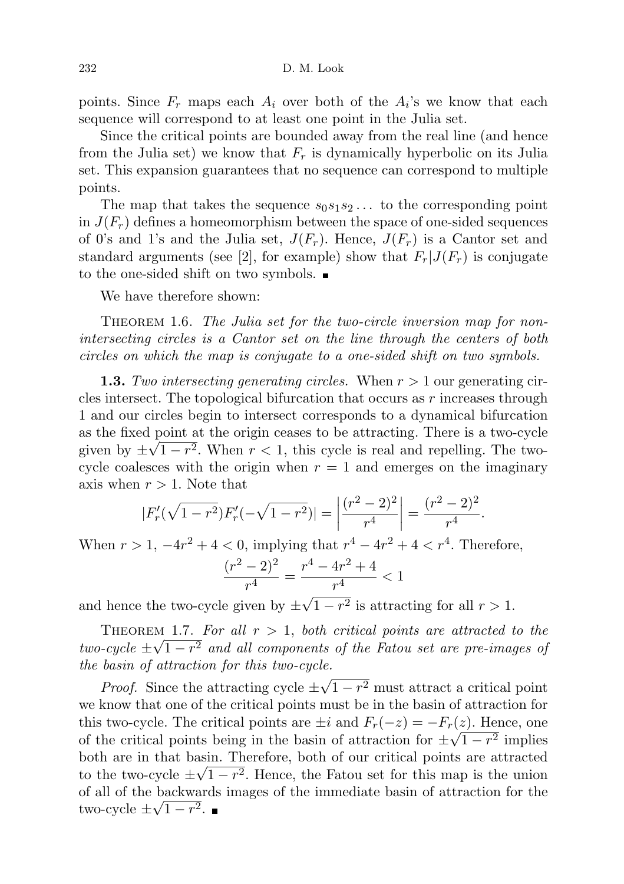points. Since $F_r$ maps each $A_i$ over both of the $A_i$'s we know that each sequence will correspond to at least one point in the Julia set.

Since the critical points are bounded away from the real line (and hence from the Julia set) we know that $F_r$ is dynamically hyperbolic on its Julia set. This expansion guarantees that no sequence can correspond to multiple points.

The map that takes the sequence $s_0 s_1 s_2 \ldots$ to the corresponding point in $J(F_r)$ defines a homeomorphism between the space of one-sided sequences of 0's and 1's and the Julia set, $J(F_r)$. Hence, $J(F_r)$ is a Cantor set and standard arguments (see [2], for example) show that $F_r | J(F_r)$ is conjugate to the one-sided shift on two symbols. ∎

We have therefore shown:

THEOREM 1.6. *The Julia set for the two-circle inversion map for non-intersecting circles is a Cantor set on the line through the centers of both circles on which the map is conjugate to a one-sided shift on two symbols.*

**1.3.** *Two intersecting generating circles.* When $r > 1$ our generating circles intersect. The topological bifurcation that occurs as $r$ increases through 1 and our circles begin to intersect corresponds to a dynamical bifurcation as the fixed point at the origin ceases to be attracting. There is a two-cycle given by $\pm\sqrt{1-r^2}$. When $r < 1$, this cycle is real and repelling. The two-cycle coalesces with the origin when $r = 1$ and emerges on the imaginary axis when $r > 1$. Note that

$$|F_r'(\sqrt{1-r^2})F_r'(-\sqrt{1-r^2})| = \left|\frac{(r^2-2)^2}{r^4}\right| = \frac{(r^2-2)^2}{r^4}.$$

When $r > 1$, $-4r^2 + 4 < 0$, implying that $r^4 - 4r^2 + 4 < r^4$. Therefore,

$$\frac{(r^2-2)^2}{r^4} = \frac{r^4 - 4r^2 + 4}{r^4} < 1$$

and hence the two-cycle given by $\pm\sqrt{1-r^2}$ is attracting for all $r > 1$.

THEOREM 1.7. *For all $r > 1$, both critical points are attracted to the two-cycle $\pm\sqrt{1-r^2}$ and all components of the Fatou set are pre-images of the basin of attraction for this two-cycle.*

*Proof.* Since the attracting cycle $\pm\sqrt{1-r^2}$ must attract a critical point we know that one of the critical points must be in the basin of attraction for this two-cycle. The critical points are $\pm i$ and $F_r(-z) = -F_r(z)$. Hence, one of the critical points being in the basin of attraction for $\pm\sqrt{1-r^2}$ implies both are in that basin. Therefore, both of our critical points are attracted to the two-cycle $\pm\sqrt{1-r^2}$. Hence, the Fatou set for this map is the union of all of the backwards images of the immediate basin of attraction for the two-cycle $\pm\sqrt{1-r^2}$. ∎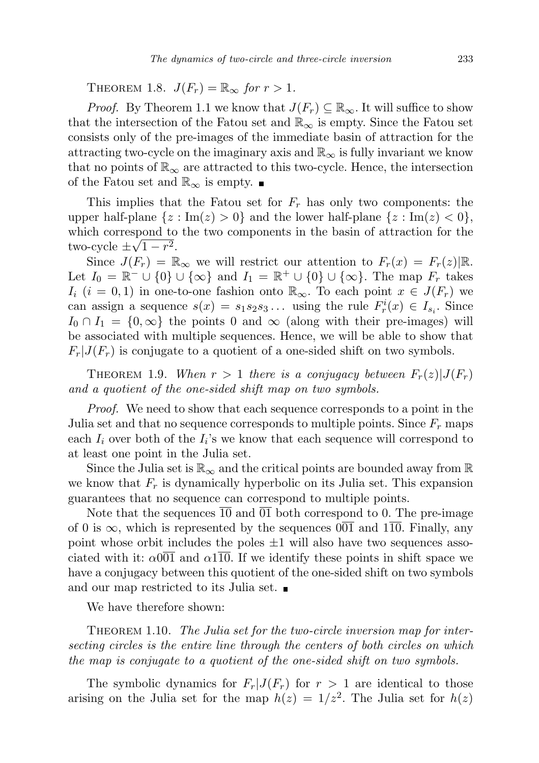Theorem 1.8. *$J(F_r) = \mathbb{R}_\infty$ for $r > 1$.*

*Proof.* By Theorem 1.1 we know that $J(F_r) \subseteq \mathbb{R}_\infty$. It will suffice to show that the intersection of the Fatou set and $\mathbb{R}_\infty$ is empty. Since the Fatou set consists only of the pre-images of the immediate basin of attraction for the attracting two-cycle on the imaginary axis and $\mathbb{R}_\infty$ is fully invariant we know that no points of $\mathbb{R}_\infty$ are attracted to this two-cycle. Hence, the intersection of the Fatou set and $\mathbb{R}_\infty$ is empty. ∎

This implies that the Fatou set for $F_r$ has only two components: the upper half-plane $\{z : \mathrm{Im}(z) > 0\}$ and the lower half-plane $\{z : \mathrm{Im}(z) < 0\}$, which correspond to the two components in the basin of attraction for the two-cycle $\pm\sqrt{1 - r^2}$.

Since $J(F_r) = \mathbb{R}_\infty$ we will restrict our attention to $F_r(x) = F_r(z)|\mathbb{R}$. Let $I_0 = \mathbb{R}^- \cup \{0\} \cup \{\infty\}$ and $I_1 = \mathbb{R}^+ \cup \{0\} \cup \{\infty\}$. The map $F_r$ takes $I_i$ $(i = 0, 1)$ in one-to-one fashion onto $\mathbb{R}_\infty$. To each point $x \in J(F_r)$ we can assign a sequence $s(x) = s_1 s_2 s_3 \ldots$ using the rule $F_r^i(x) \in I_{s_i}$. Since $I_0 \cap I_1 = \{0, \infty\}$ the points 0 and $\infty$ (along with their pre-images) will be associated with multiple sequences. Hence, we will be able to show that $F_r|J(F_r)$ is conjugate to a quotient of a one-sided shift on two symbols.

Theorem 1.9. *When $r > 1$ there is a conjugacy between $F_r(z)|J(F_r)$ and a quotient of the one-sided shift map on two symbols.*

*Proof.* We need to show that each sequence corresponds to a point in the Julia set and that no sequence corresponds to multiple points. Since $F_r$ maps each $I_i$ over both of the $I_i$'s we know that each sequence will correspond to at least one point in the Julia set.

Since the Julia set is $\mathbb{R}_\infty$ and the critical points are bounded away from $\mathbb{R}$ we know that $F_r$ is dynamically hyperbolic on its Julia set. This expansion guarantees that no sequence can correspond to multiple points.

Note that the sequences $\overline{10}$ and $\overline{01}$ both correspond to 0. The pre-image of 0 is $\infty$, which is represented by the sequences $0\overline{01}$ and $1\overline{10}$. Finally, any point whose orbit includes the poles $\pm 1$ will also have two sequences associated with it: $\alpha 0\overline{01}$ and $\alpha 1\overline{10}$. If we identify these points in shift space we have a conjugacy between this quotient of the one-sided shift on two symbols and our map restricted to its Julia set. ∎

We have therefore shown:

Theorem 1.10. *The Julia set for the two-circle inversion map for intersecting circles is the entire line through the centers of both circles on which the map is conjugate to a quotient of the one-sided shift on two symbols.*

The symbolic dynamics for $F_r|J(F_r)$ for $r > 1$ are identical to those arising on the Julia set for the map $h(z) = 1/z^2$. The Julia set for $h(z)$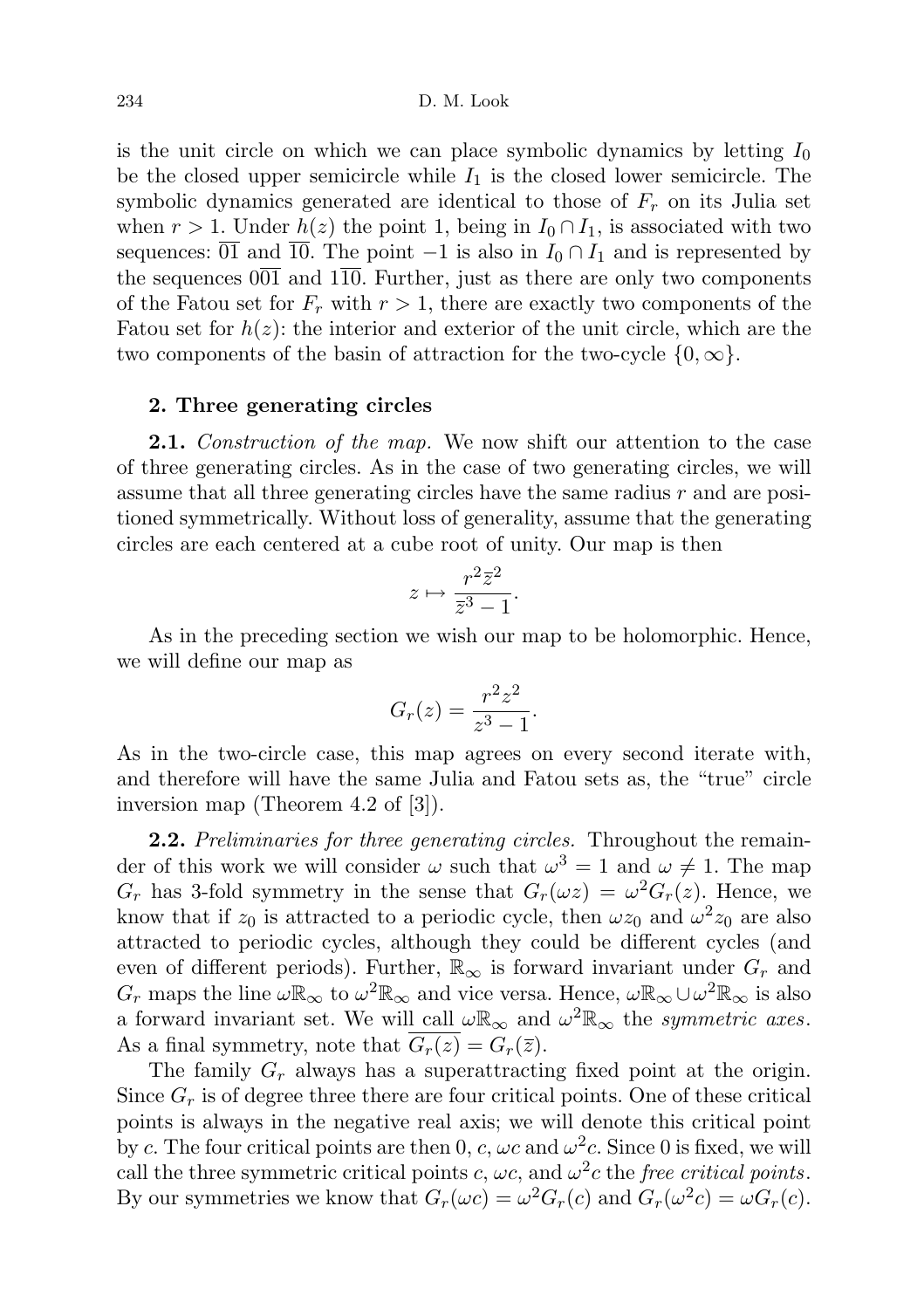is the unit circle on which we can place symbolic dynamics by letting $I_0$ be the closed upper semicircle while $I_1$ is the closed lower semicircle. The symbolic dynamics generated are identical to those of $F_r$ on its Julia set when $r > 1$. Under $h(z)$ the point 1, being in $I_0 \cap I_1$, is associated with two sequences: $\overline{01}$ and $\overline{10}$. The point $-1$ is also in $I_0 \cap I_1$ and is represented by the sequences $0\overline{01}$ and $1\overline{10}$. Further, just as there are only two components of the Fatou set for $F_r$ with $r > 1$, there are exactly two components of the Fatou set for $h(z)$: the interior and exterior of the unit circle, which are the two components of the basin of attraction for the two-cycle $\{0, \infty\}$.

## 2. Three generating circles

**2.1.** *Construction of the map.* We now shift our attention to the case of three generating circles. As in the case of two generating circles, we will assume that all three generating circles have the same radius $r$ and are positioned symmetrically. Without loss of generality, assume that the generating circles are each centered at a cube root of unity. Our map is then

$$z \mapsto \frac{r^2 \bar{z}^2}{\bar{z}^3 - 1}.$$

As in the preceding section we wish our map to be holomorphic. Hence, we will define our map as

$$G_r(z) = \frac{r^2 z^2}{z^3 - 1}.$$

As in the two-circle case, this map agrees on every second iterate with, and therefore will have the same Julia and Fatou sets as, the "true" circle inversion map (Theorem 4.2 of [3]).

**2.2.** *Preliminaries for three generating circles.* Throughout the remainder of this work we will consider $\omega$ such that $\omega^3 = 1$ and $\omega \neq 1$. The map $G_r$ has 3-fold symmetry in the sense that $G_r(\omega z) = \omega^2 G_r(z)$. Hence, we know that if $z_0$ is attracted to a periodic cycle, then $\omega z_0$ and $\omega^2 z_0$ are also attracted to periodic cycles, although they could be different cycles (and even of different periods). Further, $\mathbb{R}_\infty$ is forward invariant under $G_r$ and $G_r$ maps the line $\omega\mathbb{R}_\infty$ to $\omega^2\mathbb{R}_\infty$ and vice versa. Hence, $\omega\mathbb{R}_\infty \cup \omega^2\mathbb{R}_\infty$ is also a forward invariant set. We will call $\omega\mathbb{R}_\infty$ and $\omega^2\mathbb{R}_\infty$ the *symmetric axes*. As a final symmetry, note that $\overline{G_r(z)} = G_r(\bar{z})$.

The family $G_r$ always has a superattracting fixed point at the origin. Since $G_r$ is of degree three there are four critical points. One of these critical points is always in the negative real axis; we will denote this critical point by $c$. The four critical points are then $0$, $c$, $\omega c$ and $\omega^2 c$. Since 0 is fixed, we will call the three symmetric critical points $c$, $\omega c$, and $\omega^2 c$ the *free critical points*. By our symmetries we know that $G_r(\omega c) = \omega^2 G_r(c)$ and $G_r(\omega^2 c) = \omega G_r(c)$.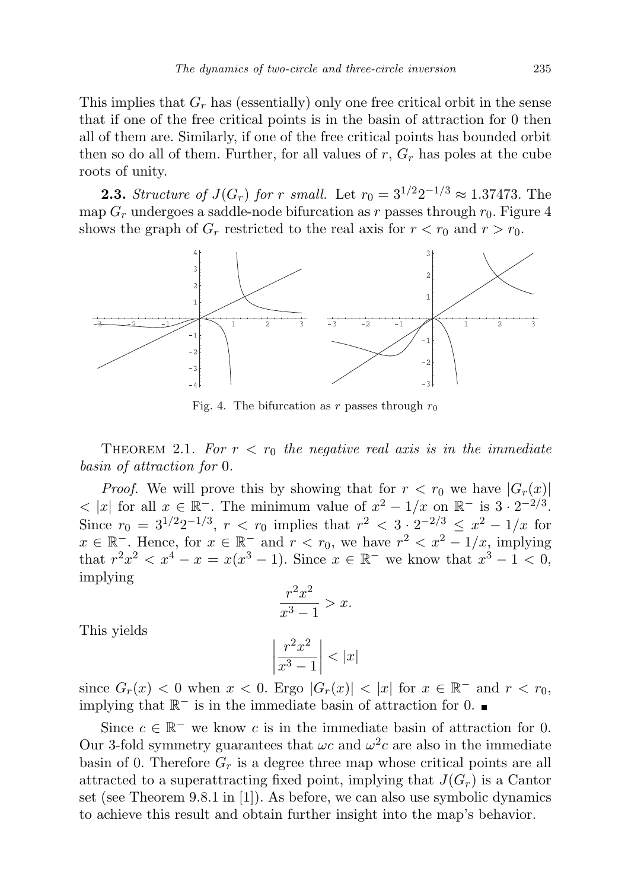This implies that $G_r$ has (essentially) only one free critical orbit in the sense that if one of the free critical points is in the basin of attraction for 0 then all of them are. Similarly, if one of the free critical points has bounded orbit then so do all of them. Further, for all values of $r$, $G_r$ has poles at the cube roots of unity.

**2.3.** *Structure of $J(G_r)$ for $r$ small.* Let $r_0 = 3^{1/2}2^{-1/3} \approx 1.37473$. The map $G_r$ undergoes a saddle-node bifurcation as $r$ passes through $r_0$. Figure 4 shows the graph of $G_r$ restricted to the real axis for $r < r_0$ and $r > r_0$.

Fig. 4. The bifurcation as $r$ passes through $r_0$

Theorem 2.1. *For $r < r_0$ the negative real axis is in the immediate basin of attraction for* 0.

*Proof.* We will prove this by showing that for $r < r_0$ we have $|G_r(x)| < |x|$ for all $x \in \mathbb{R}^-$. The minimum value of $x^2 - 1/x$ on $\mathbb{R}^-$ is $3 \cdot 2^{-2/3}$. Since $r_0 = 3^{1/2}2^{-1/3}$, $r < r_0$ implies that $r^2 < 3 \cdot 2^{-2/3} \le x^2 - 1/x$ for $x \in \mathbb{R}^-$. Hence, for $x \in \mathbb{R}^-$ and $r < r_0$, we have $r^2 < x^2 - 1/x$, implying that $r^2x^2 < x^4 - x = x(x^3 - 1)$. Since $x \in \mathbb{R}^-$ we know that $x^3 - 1 < 0$, implying

$$\frac{r^2x^2}{x^3 - 1} > x.$$

This yields

$$\left|\frac{r^2x^2}{x^3 - 1}\right| < |x|$$

since $G_r(x) < 0$ when $x < 0$. Ergo $|G_r(x)| < |x|$ for $x \in \mathbb{R}^-$ and $r < r_0$, implying that $\mathbb{R}^-$ is in the immediate basin of attraction for 0. ∎

Since $c \in \mathbb{R}^-$ we know $c$ is in the immediate basin of attraction for 0. Our 3-fold symmetry guarantees that $\omega c$ and $\omega^2 c$ are also in the immediate basin of 0. Therefore $G_r$ is a degree three map whose critical points are all attracted to a superattracting fixed point, implying that $J(G_r)$ is a Cantor set (see Theorem 9.8.1 in [1]). As before, we can also use symbolic dynamics to achieve this result and obtain further insight into the map's behavior.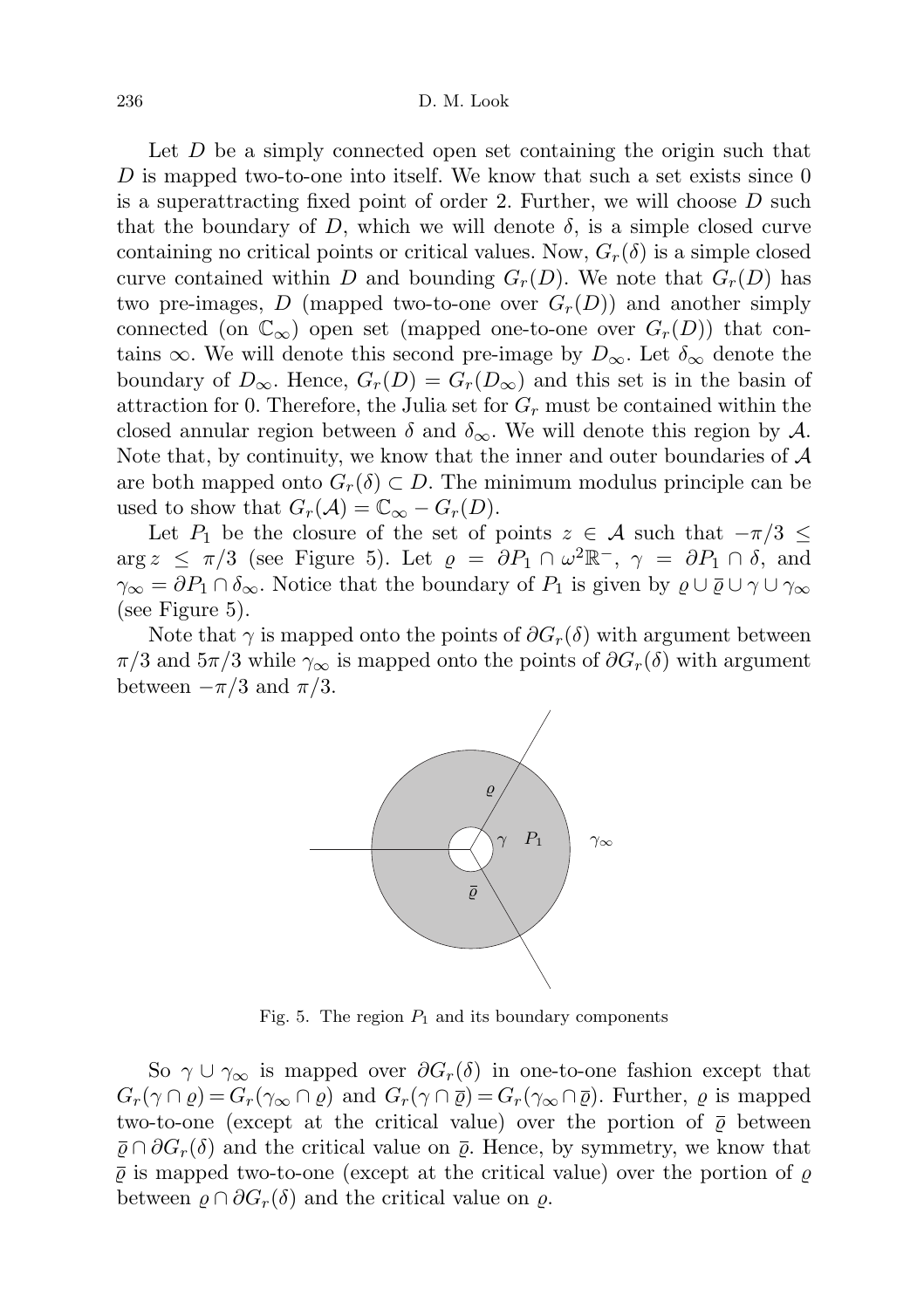Let $D$ be a simply connected open set containing the origin such that $D$ is mapped two-to-one into itself. We know that such a set exists since 0 is a superattracting fixed point of order 2. Further, we will choose $D$ such that the boundary of $D$, which we will denote $\delta$, is a simple closed curve containing no critical points or critical values. Now, $G_r(\delta)$ is a simple closed curve contained within $D$ and bounding $G_r(D)$. We note that $G_r(D)$ has two pre-images, $D$ (mapped two-to-one over $G_r(D)$) and another simply connected (on $\mathbb{C}_\infty$) open set (mapped one-to-one over $G_r(D)$) that contains $\infty$. We will denote this second pre-image by $D_\infty$. Let $\delta_\infty$ denote the boundary of $D_\infty$. Hence, $G_r(D) = G_r(D_\infty)$ and this set is in the basin of attraction for 0. Therefore, the Julia set for $G_r$ must be contained within the closed annular region between $\delta$ and $\delta_\infty$. We will denote this region by $\mathcal{A}$. Note that, by continuity, we know that the inner and outer boundaries of $\mathcal{A}$ are both mapped onto $G_r(\delta) \subset D$. The minimum modulus principle can be used to show that $G_r(\mathcal{A}) = \mathbb{C}_\infty - G_r(D)$.

Let $P_1$ be the closure of the set of points $z \in \mathcal{A}$ such that $-\pi/3 \leq \arg z \leq \pi/3$ (see Figure 5). Let $\varrho = \partial P_1 \cap \omega^2\mathbb{R}^-$, $\gamma = \partial P_1 \cap \delta$, and $\gamma_\infty = \partial P_1 \cap \delta_\infty$. Notice that the boundary of $P_1$ is given by $\varrho \cup \overline{\varrho} \cup \gamma \cup \gamma_\infty$ (see Figure 5).

Note that $\gamma$ is mapped onto the points of $\partial G_r(\delta)$ with argument between $\pi/3$ and $5\pi/3$ while $\gamma_\infty$ is mapped onto the points of $\partial G_r(\delta)$ with argument between $-\pi/3$ and $\pi/3$.

Fig. 5. The region $P_1$ and its boundary components

So $\gamma \cup \gamma_\infty$ is mapped over $\partial G_r(\delta)$ in one-to-one fashion except that $G_r(\gamma \cap \varrho) = G_r(\gamma_\infty \cap \varrho)$ and $G_r(\gamma \cap \overline{\varrho}) = G_r(\gamma_\infty \cap \overline{\varrho})$. Further, $\varrho$ is mapped two-to-one (except at the critical value) over the portion of $\overline{\varrho}$ between $\overline{\varrho} \cap \partial G_r(\delta)$ and the critical value on $\overline{\varrho}$. Hence, by symmetry, we know that $\overline{\varrho}$ is mapped two-to-one (except at the critical value) over the portion of $\varrho$ between $\varrho \cap \partial G_r(\delta)$ and the critical value on $\varrho$.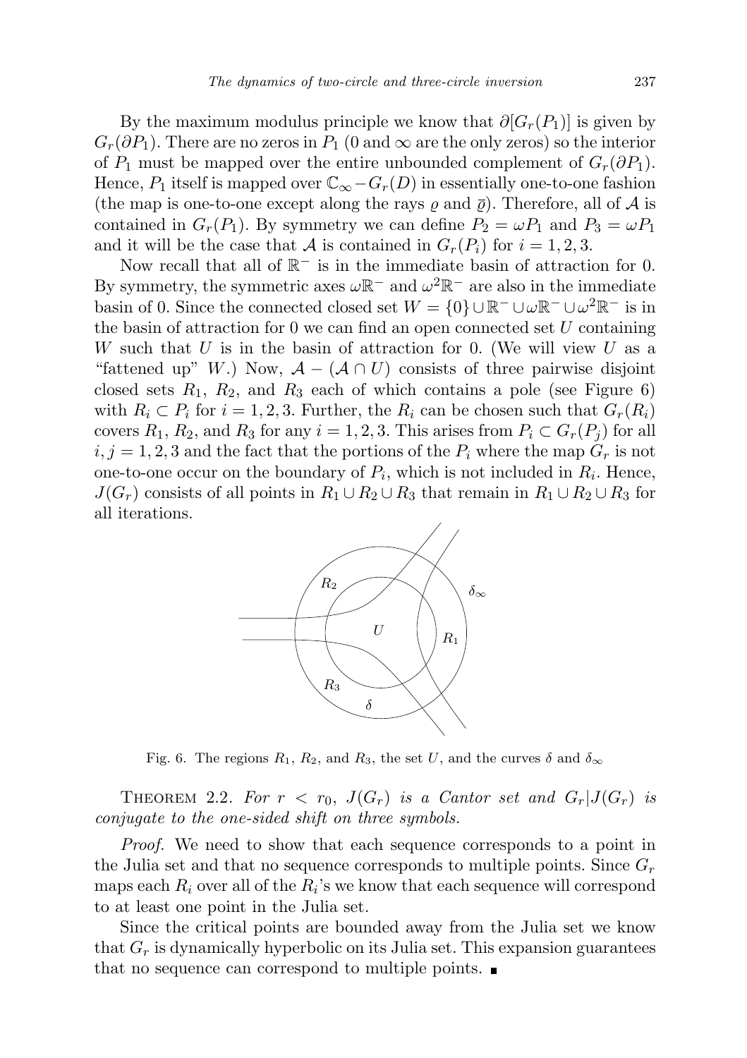By the maximum modulus principle we know that $\partial[G_r(P_1)]$ is given by $G_r(\partial P_1)$. There are no zeros in $P_1$ (0 and $\infty$ are the only zeros) so the interior of $P_1$ must be mapped over the entire unbounded complement of $G_r(\partial P_1)$. Hence, $P_1$ itself is mapped over $\mathbb{C}_\infty - G_r(D)$ in essentially one-to-one fashion (the map is one-to-one except along the rays $\varrho$ and $\overline{\varrho}$). Therefore, all of $\mathcal{A}$ is contained in $G_r(P_1)$. By symmetry we can define $P_2 = \omega P_1$ and $P_3 = \omega P_1$ and it will be the case that $\mathcal{A}$ is contained in $G_r(P_i)$ for $i = 1, 2, 3$.

Now recall that all of $\mathbb{R}^-$ is in the immediate basin of attraction for 0. By symmetry, the symmetric axes $\omega\mathbb{R}^-$ and $\omega^2\mathbb{R}^-$ are also in the immediate basin of 0. Since the connected closed set $W = \{0\} \cup \mathbb{R}^- \cup \omega\mathbb{R}^- \cup \omega^2\mathbb{R}^-$ is in the basin of attraction for 0 we can find an open connected set $U$ containing $W$ such that $U$ is in the basin of attraction for 0. (We will view $U$ as a "fattened up" $W$.) Now, $\mathcal{A} - (\mathcal{A} \cap U)$ consists of three pairwise disjoint closed sets $R_1$, $R_2$, and $R_3$ each of which contains a pole (see Figure 6) with $R_i \subset P_i$ for $i = 1, 2, 3$. Further, the $R_i$ can be chosen such that $G_r(R_i)$ covers $R_1$, $R_2$, and $R_3$ for any $i = 1, 2, 3$. This arises from $P_i \subset G_r(P_j)$ for all $i, j = 1, 2, 3$ and the fact that the portions of the $P_i$ where the map $G_r$ is not one-to-one occur on the boundary of $P_i$, which is not included in $R_i$. Hence, $J(G_r)$ consists of all points in $R_1 \cup R_2 \cup R_3$ that remain in $R_1 \cup R_2 \cup R_3$ for all iterations.

Fig. 6. The regions $R_1$, $R_2$, and $R_3$, the set $U$, and the curves $\delta$ and $\delta_\infty$

THEOREM 2.2. *For $r < r_0$, $J(G_r)$ is a Cantor set and $G_r|J(G_r)$ is conjugate to the one-sided shift on three symbols.*

*Proof.* We need to show that each sequence corresponds to a point in the Julia set and that no sequence corresponds to multiple points. Since $G_r$ maps each $R_i$ over all of the $R_i$'s we know that each sequence will correspond to at least one point in the Julia set.

Since the critical points are bounded away from the Julia set we know that $G_r$ is dynamically hyperbolic on its Julia set. This expansion guarantees that no sequence can correspond to multiple points. ∎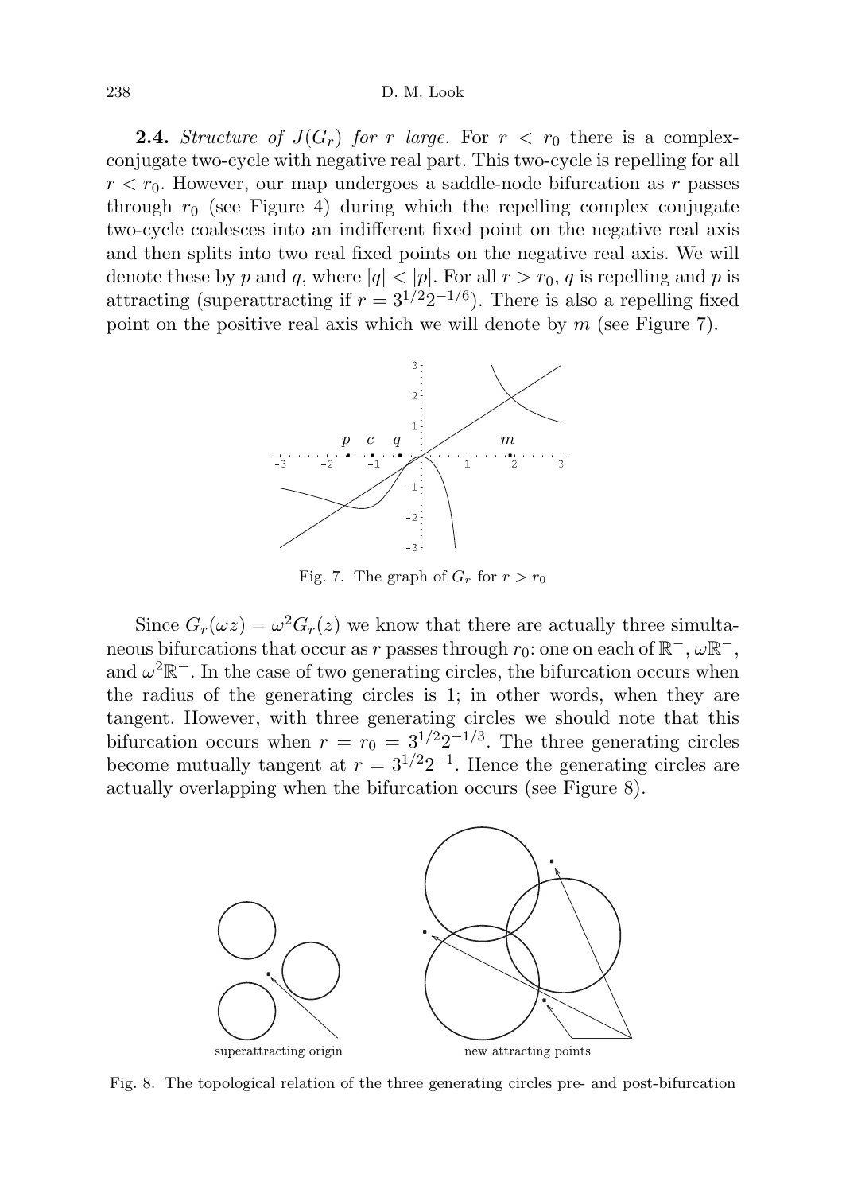**2.4.** *Structure of $J(G_r)$ for $r$ large.* For $r < r_0$ there is a complex-conjugate two-cycle with negative real part. This two-cycle is repelling for all $r < r_0$. However, our map undergoes a saddle-node bifurcation as $r$ passes through $r_0$ (see Figure 4) during which the repelling complex conjugate two-cycle coalesces into an indifferent fixed point on the negative real axis and then splits into two real fixed points on the negative real axis. We will denote these by $p$ and $q$, where $|q| < |p|$. For all $r > r_0$, $q$ is repelling and $p$ is attracting (superattracting if $r = 3^{1/2}2^{-1/6}$). There is also a repelling fixed point on the positive real axis which we will denote by $m$ (see Figure 7).

Fig. 7. The graph of $G_r$ for $r > r_0$

Since $G_r(\omega z) = \omega^2 G_r(z)$ we know that there are actually three simultaneous bifurcations that occur as $r$ passes through $r_0$: one on each of $\mathbb{R}^-$, $\omega\mathbb{R}^-$, and $\omega^2\mathbb{R}^-$. In the case of two generating circles, the bifurcation occurs when the radius of the generating circles is 1; in other words, when they are tangent. However, with three generating circles we should note that this bifurcation occurs when $r = r_0 = 3^{1/2}2^{-1/3}$. The three generating circles become mutually tangent at $r = 3^{1/2}2^{-1}$. Hence the generating circles are actually overlapping when the bifurcation occurs (see Figure 8).

Fig. 8. The topological relation of the three generating circles pre- and post-bifurcation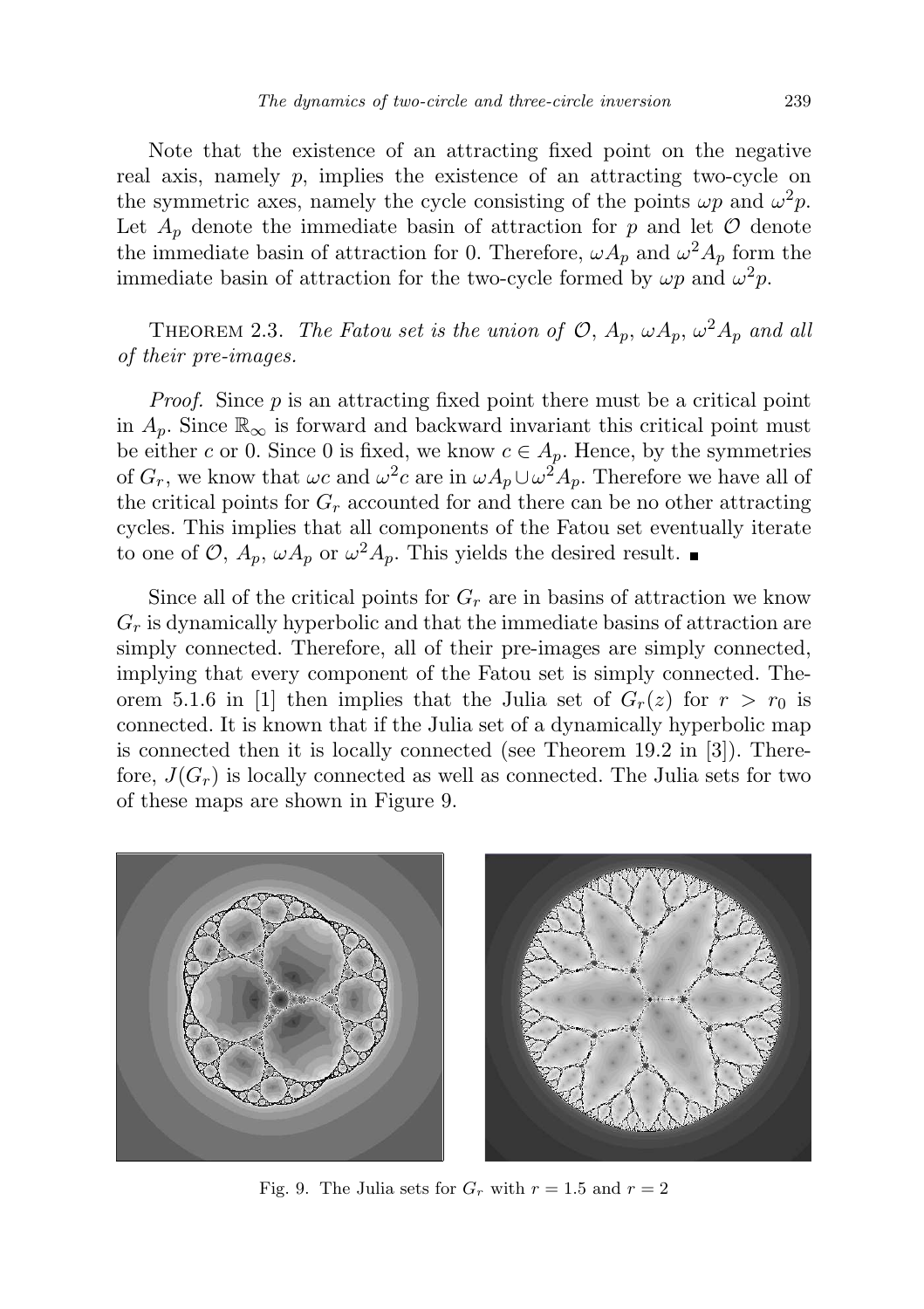Note that the existence of an attracting fixed point on the negative real axis, namely $p$, implies the existence of an attracting two-cycle on the symmetric axes, namely the cycle consisting of the points $\omega p$ and $\omega^2 p$. Let $A_p$ denote the immediate basin of attraction for $p$ and let $\mathcal{O}$ denote the immediate basin of attraction for 0. Therefore, $\omega A_p$ and $\omega^2 A_p$ form the immediate basin of attraction for the two-cycle formed by $\omega p$ and $\omega^2 p$.

THEOREM 2.3. *The Fatou set is the union of $\mathcal{O}$, $A_p$, $\omega A_p$, $\omega^2 A_p$ and all of their pre-images.*

*Proof.* Since $p$ is an attracting fixed point there must be a critical point in $A_p$. Since $\mathbb{R}_\infty$ is forward and backward invariant this critical point must be either $c$ or 0. Since 0 is fixed, we know $c \in A_p$. Hence, by the symmetries of $G_r$, we know that $\omega c$ and $\omega^2 c$ are in $\omega A_p \cup \omega^2 A_p$. Therefore we have all of the critical points for $G_r$ accounted for and there can be no other attracting cycles. This implies that all components of the Fatou set eventually iterate to one of $\mathcal{O}$, $A_p$, $\omega A_p$ or $\omega^2 A_p$. This yields the desired result. ∎

Since all of the critical points for $G_r$ are in basins of attraction we know $G_r$ is dynamically hyperbolic and that the immediate basins of attraction are simply connected. Therefore, all of their pre-images are simply connected, implying that every component of the Fatou set is simply connected. Theorem 5.1.6 in [1] then implies that the Julia set of $G_r(z)$ for $r > r_0$ is connected. It is known that if the Julia set of a dynamically hyperbolic map is connected then it is locally connected (see Theorem 19.2 in [3]). Therefore, $J(G_r)$ is locally connected as well as connected. The Julia sets for two of these maps are shown in Figure 9.

Fig. 9. The Julia sets for $G_r$ with $r = 1.5$ and $r = 2$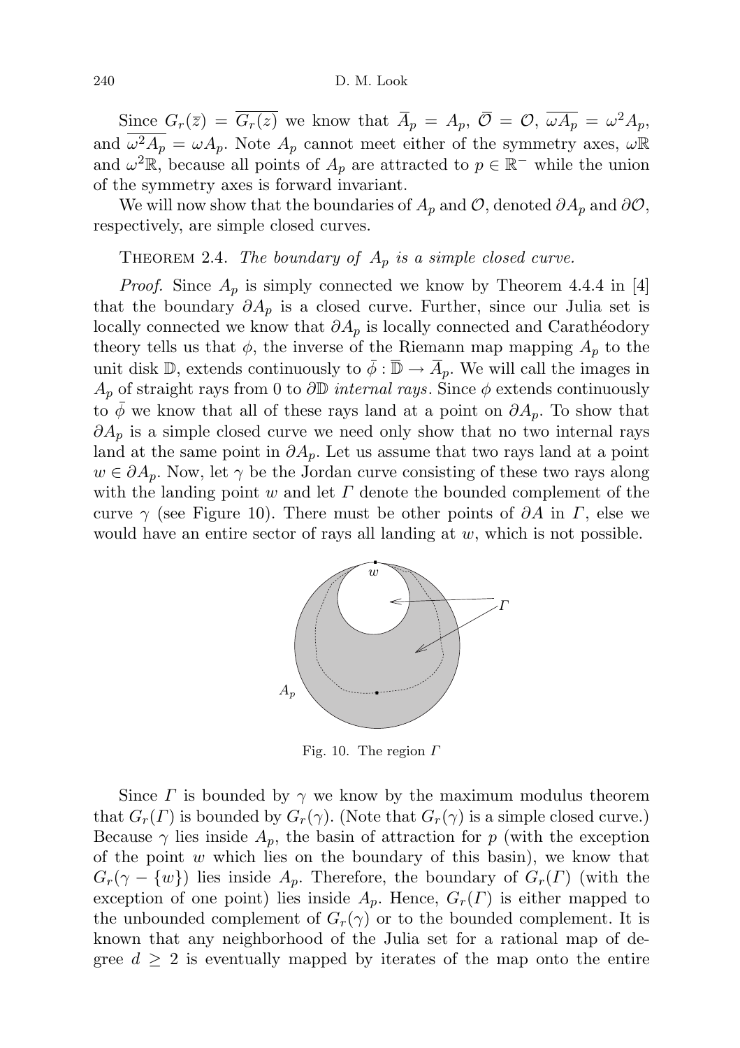Since $G_r(\bar{z}) = \overline{G_r(z)}$ we know that $\overline{A}_p = A_p$, $\overline{\mathcal{O}} = \mathcal{O}$, $\overline{\omega A_p} = \omega^2 A_p$, and $\overline{\omega^2 A_p} = \omega A_p$. Note $A_p$ cannot meet either of the symmetry axes, $\omega\mathbb{R}$ and $\omega^2\mathbb{R}$, because all points of $A_p$ are attracted to $p \in \mathbb{R}^-$ while the union of the symmetry axes is forward invariant.

We will now show that the boundaries of $A_p$ and $\mathcal{O}$, denoted $\partial A_p$ and $\partial\mathcal{O}$, respectively, are simple closed curves.

THEOREM 2.4. *The boundary of $A_p$ is a simple closed curve.*

*Proof.* Since $A_p$ is simply connected we know by Theorem 4.4.4 in [4] that the boundary $\partial A_p$ is a closed curve. Further, since our Julia set is locally connected we know that $\partial A_p$ is locally connected and Carathéodory theory tells us that $\phi$, the inverse of the Riemann map mapping $A_p$ to the unit disk $\mathbb{D}$, extends continuously to $\bar{\phi} : \overline{\mathbb{D}} \to \overline{A}_p$. We will call the images in $A_p$ of straight rays from 0 to $\partial\mathbb{D}$ *internal rays*. Since $\phi$ extends continuously to $\bar{\phi}$ we know that all of these rays land at a point on $\partial A_p$. To show that $\partial A_p$ is a simple closed curve we need only show that no two internal rays land at the same point in $\partial A_p$. Let us assume that two rays land at a point $w \in \partial A_p$. Now, let $\gamma$ be the Jordan curve consisting of these two rays along with the landing point $w$ and let $\Gamma$ denote the bounded complement of the curve $\gamma$ (see Figure 10). There must be other points of $\partial A$ in $\Gamma$, else we would have an entire sector of rays all landing at $w$, which is not possible.

Fig. 10. The region $\Gamma$

Since $\Gamma$ is bounded by $\gamma$ we know by the maximum modulus theorem that $G_r(\Gamma)$ is bounded by $G_r(\gamma)$. (Note that $G_r(\gamma)$ is a simple closed curve.) Because $\gamma$ lies inside $A_p$, the basin of attraction for $p$ (with the exception of the point $w$ which lies on the boundary of this basin), we know that $G_r(\gamma - \{w\})$ lies inside $A_p$. Therefore, the boundary of $G_r(\Gamma)$ (with the exception of one point) lies inside $A_p$. Hence, $G_r(\Gamma)$ is either mapped to the unbounded complement of $G_r(\gamma)$ or to the bounded complement. It is known that any neighborhood of the Julia set for a rational map of degree $d \geq 2$ is eventually mapped by iterates of the map onto the entire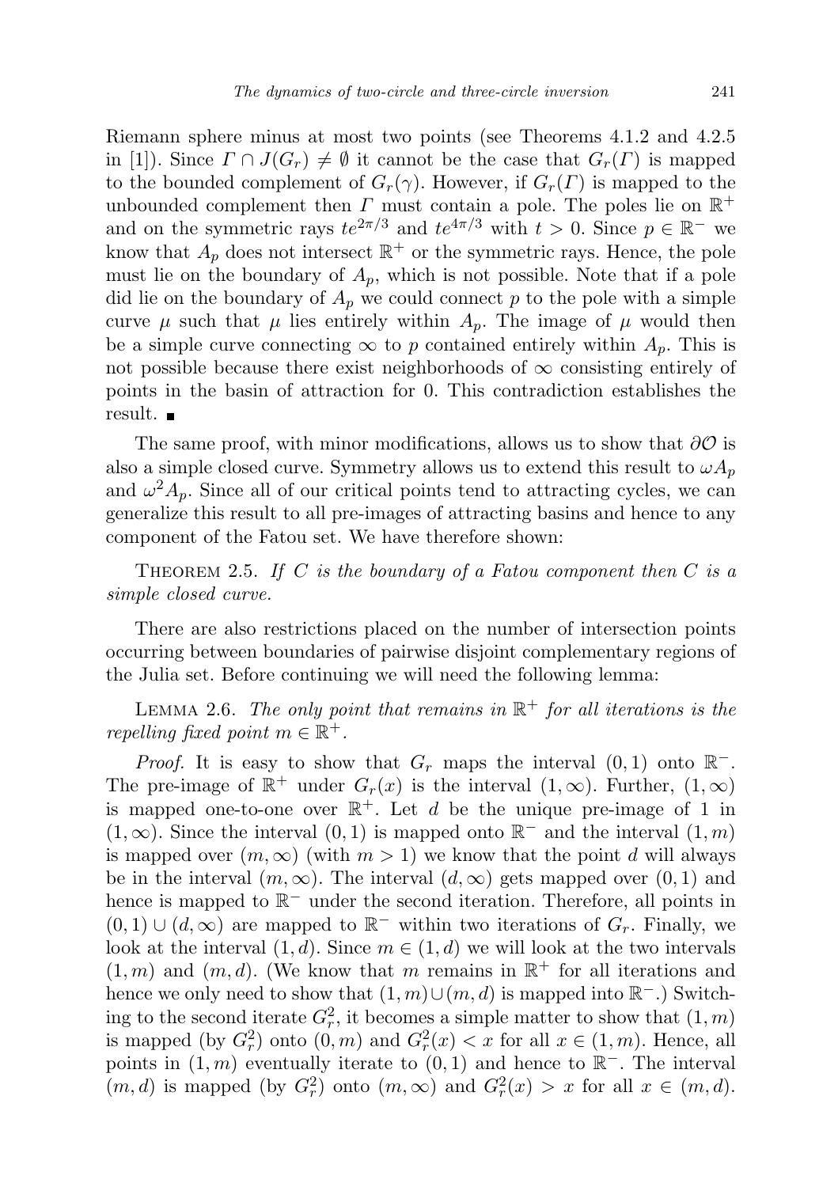Riemann sphere minus at most two points (see Theorems 4.1.2 and 4.2.5 in [1]). Since $\Gamma \cap J(G_r) \neq \emptyset$ it cannot be the case that $G_r(\Gamma)$ is mapped to the bounded complement of $G_r(\gamma)$. However, if $G_r(\Gamma)$ is mapped to the unbounded complement then $\Gamma$ must contain a pole. The poles lie on $\mathbb{R}^+$ and on the symmetric rays $te^{2\pi/3}$ and $te^{4\pi/3}$ with $t > 0$. Since $p \in \mathbb{R}^-$ we know that $A_p$ does not intersect $\mathbb{R}^+$ or the symmetric rays. Hence, the pole must lie on the boundary of $A_p$, which is not possible. Note that if a pole did lie on the boundary of $A_p$ we could connect $p$ to the pole with a simple curve $\mu$ such that $\mu$ lies entirely within $A_p$. The image of $\mu$ would then be a simple curve connecting $\infty$ to $p$ contained entirely within $A_p$. This is not possible because there exist neighborhoods of $\infty$ consisting entirely of points in the basin of attraction for 0. This contradiction establishes the result. ■

The same proof, with minor modifications, allows us to show that $\partial\mathcal{O}$ is also a simple closed curve. Symmetry allows us to extend this result to $\omega A_p$ and $\omega^2 A_p$. Since all of our critical points tend to attracting cycles, we can generalize this result to all pre-images of attracting basins and hence to any component of the Fatou set. We have therefore shown:

Theorem 2.5. *If $C$ is the boundary of a Fatou component then $C$ is a simple closed curve.*

There are also restrictions placed on the number of intersection points occurring between boundaries of pairwise disjoint complementary regions of the Julia set. Before continuing we will need the following lemma:

Lemma 2.6. *The only point that remains in $\mathbb{R}^+$ for all iterations is the repelling fixed point $m \in \mathbb{R}^+$.*

*Proof.* It is easy to show that $G_r$ maps the interval $(0,1)$ onto $\mathbb{R}^-$. The pre-image of $\mathbb{R}^+$ under $G_r(x)$ is the interval $(1,\infty)$. Further, $(1,\infty)$ is mapped one-to-one over $\mathbb{R}^+$. Let $d$ be the unique pre-image of 1 in $(1,\infty)$. Since the interval $(0,1)$ is mapped onto $\mathbb{R}^-$ and the interval $(1,m)$ is mapped over $(m,\infty)$ (with $m > 1$) we know that the point $d$ will always be in the interval $(m,\infty)$. The interval $(d,\infty)$ gets mapped over $(0,1)$ and hence is mapped to $\mathbb{R}^-$ under the second iteration. Therefore, all points in $(0,1) \cup (d,\infty)$ are mapped to $\mathbb{R}^-$ within two iterations of $G_r$. Finally, we look at the interval $(1,d)$. Since $m \in (1,d)$ we will look at the two intervals $(1,m)$ and $(m,d)$. (We know that $m$ remains in $\mathbb{R}^+$ for all iterations and hence we only need to show that $(1,m)\cup(m,d)$ is mapped into $\mathbb{R}^-$.) Switching to the second iterate $G_r^2$, it becomes a simple matter to show that $(1,m)$ is mapped (by $G_r^2$) onto $(0,m)$ and $G_r^2(x) < x$ for all $x \in (1,m)$. Hence, all points in $(1,m)$ eventually iterate to $(0,1)$ and hence to $\mathbb{R}^-$. The interval $(m,d)$ is mapped (by $G_r^2$) onto $(m,\infty)$ and $G_r^2(x) > x$ for all $x \in (m,d)$.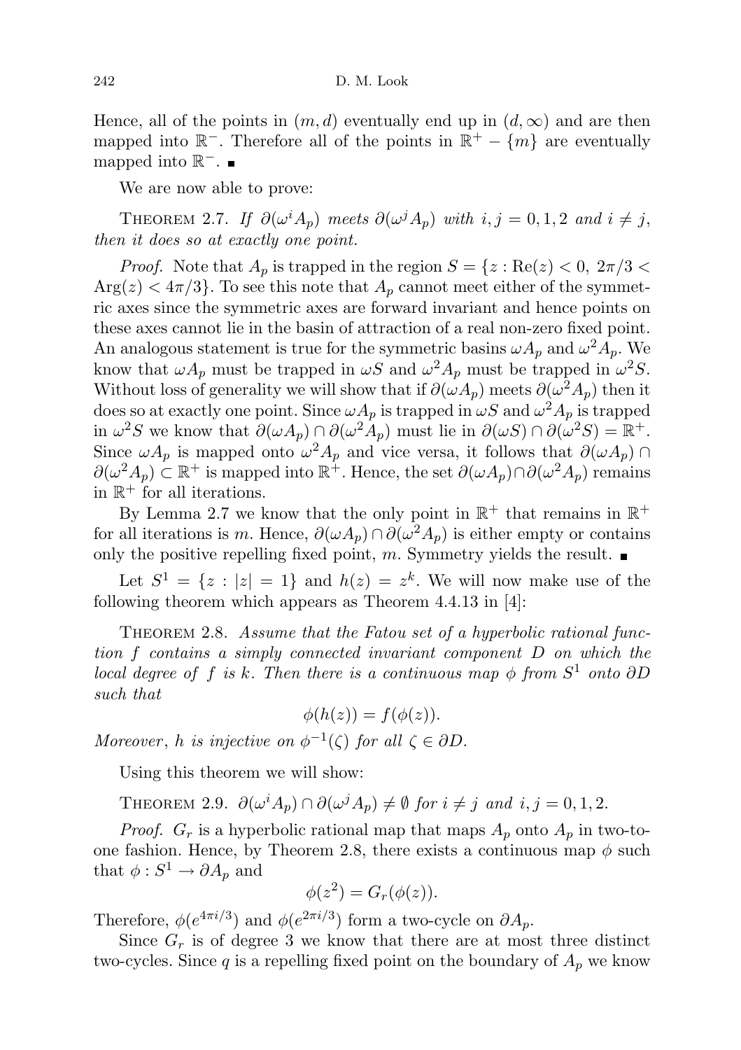Hence, all of the points in $(m, d)$ eventually end up in $(d, \infty)$ and are then mapped into $\mathbb{R}^-$. Therefore all of the points in $\mathbb{R}^+ - \{m\}$ are eventually mapped into $\mathbb{R}^-$. ∎

We are now able to prove:

THEOREM 2.7. *If $\partial(\omega^i A_p)$ meets $\partial(\omega^j A_p)$ with $i, j = 0, 1, 2$ and $i \neq j$, then it does so at exactly one point.*

*Proof.* Note that $A_p$ is trapped in the region $S = \{z : \mathrm{Re}(z) < 0,\ 2\pi/3 < \mathrm{Arg}(z) < 4\pi/3\}$. To see this note that $A_p$ cannot meet either of the symmetric axes since the symmetric axes are forward invariant and hence points on these axes cannot lie in the basin of attraction of a real non-zero fixed point. An analogous statement is true for the symmetric basins $\omega A_p$ and $\omega^2 A_p$. We know that $\omega A_p$ must be trapped in $\omega S$ and $\omega^2 A_p$ must be trapped in $\omega^2 S$. Without loss of generality we will show that if $\partial(\omega A_p)$ meets $\partial(\omega^2 A_p)$ then it does so at exactly one point. Since $\omega A_p$ is trapped in $\omega S$ and $\omega^2 A_p$ is trapped in $\omega^2 S$ we know that $\partial(\omega A_p) \cap \partial(\omega^2 A_p)$ must lie in $\partial(\omega S) \cap \partial(\omega^2 S) = \mathbb{R}^+$. Since $\omega A_p$ is mapped onto $\omega^2 A_p$ and vice versa, it follows that $\partial(\omega A_p) \cap \partial(\omega^2 A_p) \subset \mathbb{R}^+$ is mapped into $\mathbb{R}^+$. Hence, the set $\partial(\omega A_p) \cap \partial(\omega^2 A_p)$ remains in $\mathbb{R}^+$ for all iterations.

By Lemma 2.7 we know that the only point in $\mathbb{R}^+$ that remains in $\mathbb{R}^+$ for all iterations is $m$. Hence, $\partial(\omega A_p) \cap \partial(\omega^2 A_p)$ is either empty or contains only the positive repelling fixed point, $m$. Symmetry yields the result. ∎

Let $S^1 = \{z : |z| = 1\}$ and $h(z) = z^k$. We will now make use of the following theorem which appears as Theorem 4.4.13 in [4]:

THEOREM 2.8. *Assume that the Fatou set of a hyperbolic rational function $f$ contains a simply connected invariant component $D$ on which the local degree of $f$ is $k$. Then there is a continuous map $\phi$ from $S^1$ onto $\partial D$ such that*

$$\phi(h(z)) = f(\phi(z)).$$

*Moreover, $h$ is injective on $\phi^{-1}(\zeta)$ for all $\zeta \in \partial D$.*

Using this theorem we will show:

THEOREM 2.9. $\partial(\omega^i A_p) \cap \partial(\omega^j A_p) \neq \emptyset$ *for $i \neq j$ and $i, j = 0, 1, 2$.*

*Proof.* $G_r$ is a hyperbolic rational map that maps $A_p$ onto $A_p$ in two-to-one fashion. Hence, by Theorem 2.8, there exists a continuous map $\phi$ such that $\phi : S^1 \to \partial A_p$ and

$$\phi(z^2) = G_r(\phi(z)).$$

Therefore, $\phi(e^{4\pi i/3})$ and $\phi(e^{2\pi i/3})$ form a two-cycle on $\partial A_p$.

Since $G_r$ is of degree 3 we know that there are at most three distinct two-cycles. Since $q$ is a repelling fixed point on the boundary of $A_p$ we know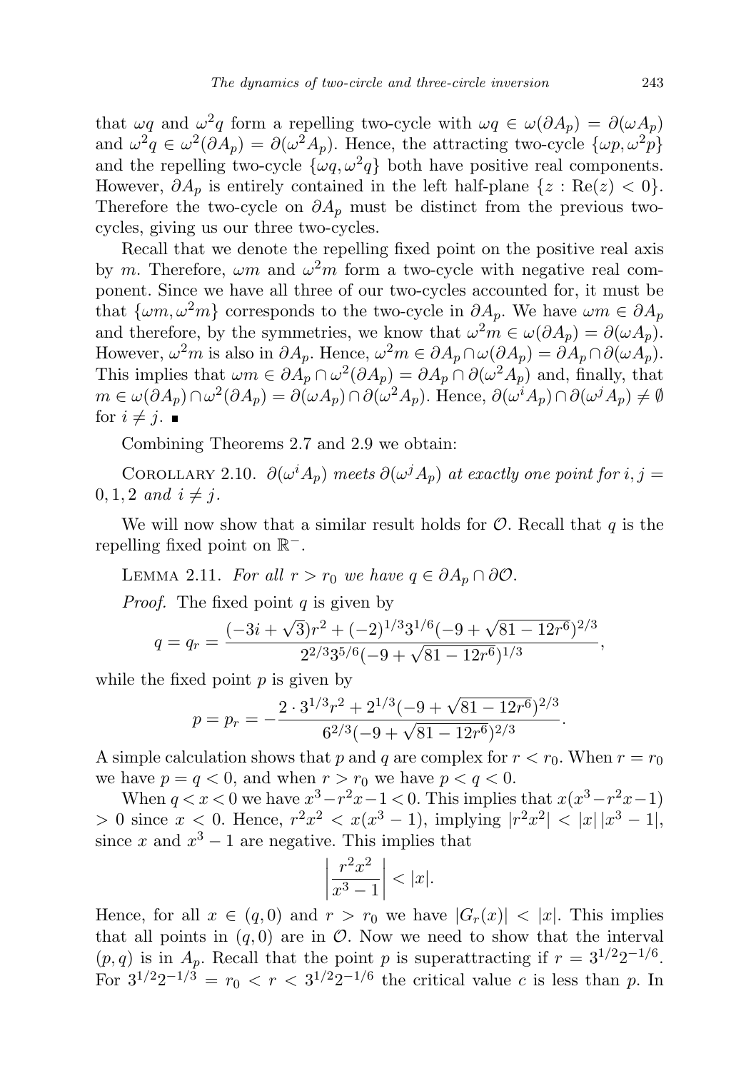that $\omega q$ and $\omega^2 q$ form a repelling two-cycle with $\omega q \in \omega(\partial A_p) = \partial(\omega A_p)$ and $\omega^2 q \in \omega^2(\partial A_p) = \partial(\omega^2 A_p)$. Hence, the attracting two-cycle $\{\omega p, \omega^2 p\}$ and the repelling two-cycle $\{\omega q, \omega^2 q\}$ both have positive real components. However, $\partial A_p$ is entirely contained in the left half-plane $\{z : \mathrm{Re}(z) < 0\}$. Therefore the two-cycle on $\partial A_p$ must be distinct from the previous two-cycles, giving us our three two-cycles.

Recall that we denote the repelling fixed point on the positive real axis by $m$. Therefore, $\omega m$ and $\omega^2 m$ form a two-cycle with negative real component. Since we have all three of our two-cycles accounted for, it must be that $\{\omega m, \omega^2 m\}$ corresponds to the two-cycle in $\partial A_p$. We have $\omega m \in \partial A_p$ and therefore, by the symmetries, we know that $\omega^2 m \in \omega(\partial A_p) = \partial(\omega A_p)$. However, $\omega^2 m$ is also in $\partial A_p$. Hence, $\omega^2 m \in \partial A_p \cap \omega(\partial A_p) = \partial A_p \cap \partial(\omega A_p)$. This implies that $\omega m \in \partial A_p \cap \omega^2(\partial A_p) = \partial A_p \cap \partial(\omega^2 A_p)$ and, finally, that $m \in \omega(\partial A_p) \cap \omega^2(\partial A_p) = \partial(\omega A_p) \cap \partial(\omega^2 A_p)$. Hence, $\partial(\omega^i A_p) \cap \partial(\omega^j A_p) \neq \emptyset$ for $i \neq j$. ∎

Combining Theorems 2.7 and 2.9 we obtain:

Corollary 2.10. *$\partial(\omega^i A_p)$ meets $\partial(\omega^j A_p)$ at exactly one point for $i, j = 0, 1, 2$ and $i \neq j$.*

We will now show that a similar result holds for $\mathcal{O}$. Recall that $q$ is the repelling fixed point on $\mathbb{R}^-$.

Lemma 2.11. *For all $r > r_0$ we have $q \in \partial A_p \cap \partial \mathcal{O}$.*

*Proof.* The fixed point $q$ is given by

$$q = q_r = \frac{(-3i + \sqrt{3})r^2 + (-2)^{1/3}3^{1/6}(-9 + \sqrt{81 - 12r^6})^{2/3}}{2^{2/3}3^{5/6}(-9 + \sqrt{81 - 12r^6})^{1/3}},$$

while the fixed point $p$ is given by

$$p = p_r = -\frac{2 \cdot 3^{1/3}r^2 + 2^{1/3}(-9 + \sqrt{81 - 12r^6})^{2/3}}{6^{2/3}(-9 + \sqrt{81 - 12r^6})^{2/3}}.$$

A simple calculation shows that $p$ and $q$ are complex for $r < r_0$. When $r = r_0$ we have $p = q < 0$, and when $r > r_0$ we have $p < q < 0$.

When $q < x < 0$ we have $x^3 - r^2 x - 1 < 0$. This implies that $x(x^3 - r^2 x - 1) > 0$ since $x < 0$. Hence, $r^2 x^2 < x(x^3 - 1)$, implying $|r^2 x^2| < |x|\,|x^3 - 1|$, since $x$ and $x^3 - 1$ are negative. This implies that

$$\left| \frac{r^2 x^2}{x^3 - 1} \right| < |x|.$$

Hence, for all $x \in (q, 0)$ and $r > r_0$ we have $|G_r(x)| < |x|$. This implies that all points in $(q, 0)$ are in $\mathcal{O}$. Now we need to show that the interval $(p, q)$ is in $A_p$. Recall that the point $p$ is superattracting if $r = 3^{1/2}2^{-1/6}$. For $3^{1/2}2^{-1/3} = r_0 < r < 3^{1/2}2^{-1/6}$ the critical value $c$ is less than $p$. In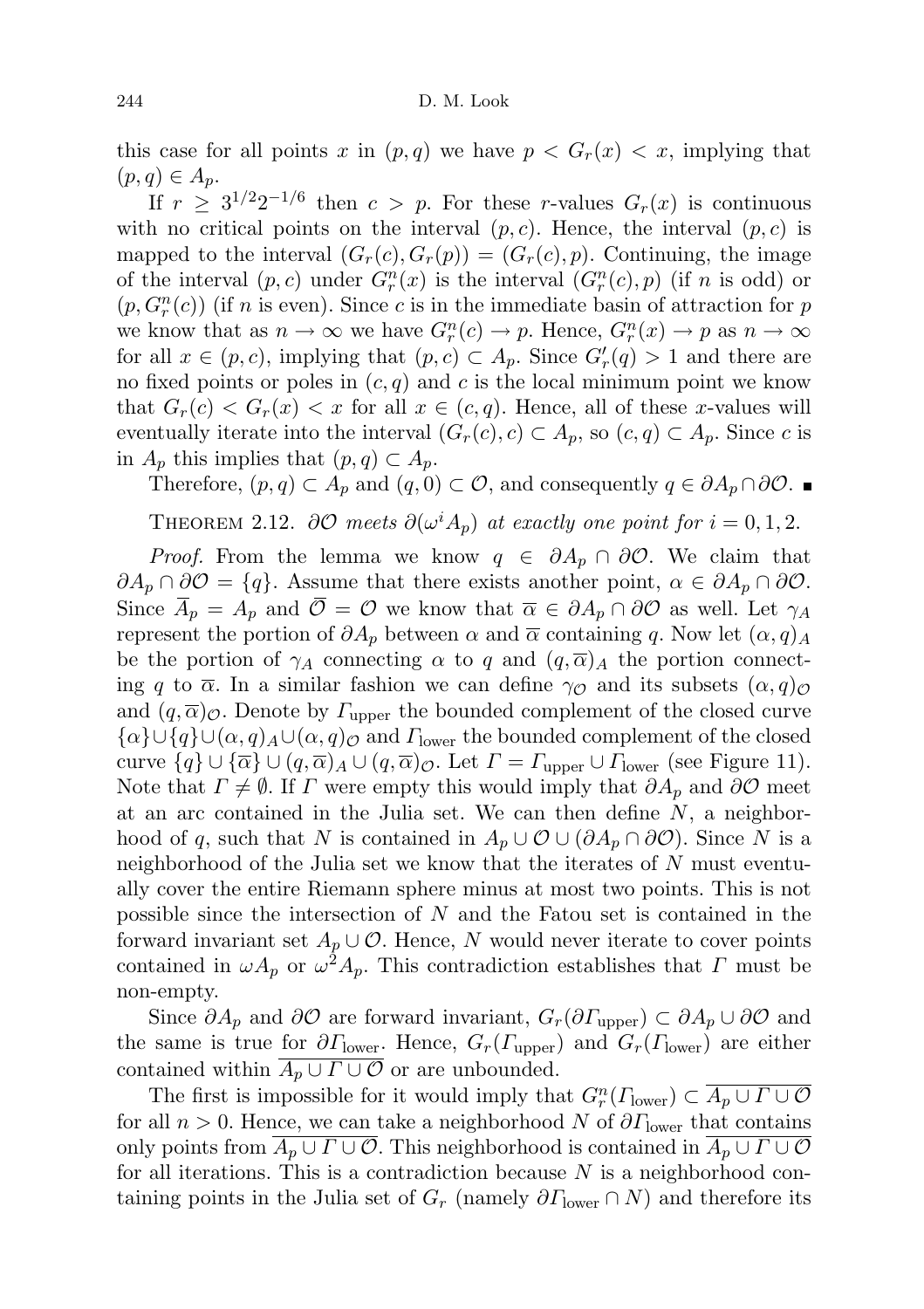this case for all points $x$ in $(p,q)$ we have $p < G_r(x) < x$, implying that $(p,q) \in A_p$.

If $r \geq 3^{1/2}2^{-1/6}$ then $c > p$. For these $r$-values $G_r(x)$ is continuous with no critical points on the interval $(p,c)$. Hence, the interval $(p,c)$ is mapped to the interval $(G_r(c), G_r(p)) = (G_r(c), p)$. Continuing, the image of the interval $(p,c)$ under $G_r^n(x)$ is the interval $(G_r^n(c), p)$ (if $n$ is odd) or $(p, G_r^n(c))$ (if $n$ is even). Since $c$ is in the immediate basin of attraction for $p$ we know that as $n \to \infty$ we have $G_r^n(c) \to p$. Hence, $G_r^n(x) \to p$ as $n \to \infty$ for all $x \in (p,c)$, implying that $(p,c) \subset A_p$. Since $G_r'(q) > 1$ and there are no fixed points or poles in $(c,q)$ and $c$ is the local minimum point we know that $G_r(c) < G_r(x) < x$ for all $x \in (c,q)$. Hence, all of these $x$-values will eventually iterate into the interval $(G_r(c), c) \subset A_p$, so $(c,q) \subset A_p$. Since $c$ is in $A_p$ this implies that $(p,q) \subset A_p$.

Therefore, $(p,q) \subset A_p$ and $(q,0) \subset \mathcal{O}$, and consequently $q \in \partial A_p \cap \partial \mathcal{O}$. ∎

THEOREM 2.12. *$\partial\mathcal{O}$ meets $\partial(\omega^i A_p)$ at exactly one point for $i = 0,1,2$.*

*Proof.* From the lemma we know $q \in \partial A_p \cap \partial \mathcal{O}$. We claim that $\partial A_p \cap \partial \mathcal{O} = \{q\}$. Assume that there exists another point, $\alpha \in \partial A_p \cap \partial \mathcal{O}$. Since $\overline{A}_p = A_p$ and $\overline{\mathcal{O}} = \mathcal{O}$ we know that $\overline{\alpha} \in \partial A_p \cap \partial \mathcal{O}$ as well. Let $\gamma_A$ represent the portion of $\partial A_p$ between $\alpha$ and $\overline{\alpha}$ containing $q$. Now let $(\alpha, q)_A$ be the portion of $\gamma_A$ connecting $\alpha$ to $q$ and $(q, \overline{\alpha})_A$ the portion connecting $q$ to $\overline{\alpha}$. In a similar fashion we can define $\gamma_{\mathcal{O}}$ and its subsets $(\alpha, q)_{\mathcal{O}}$ and $(q, \overline{\alpha})_{\mathcal{O}}$. Denote by $\Gamma_{\text{upper}}$ the bounded complement of the closed curve $\{\alpha\} \cup \{q\} \cup (\alpha, q)_A \cup (\alpha, q)_{\mathcal{O}}$ and $\Gamma_{\text{lower}}$ the bounded complement of the closed curve $\{q\} \cup \{\overline{\alpha}\} \cup (q, \overline{\alpha})_A \cup (q, \overline{\alpha})_{\mathcal{O}}$. Let $\Gamma = \Gamma_{\text{upper}} \cup \Gamma_{\text{lower}}$ (see Figure 11). Note that $\Gamma \neq \emptyset$. If $\Gamma$ were empty this would imply that $\partial A_p$ and $\partial \mathcal{O}$ meet at an arc contained in the Julia set. We can then define $N$, a neighborhood of $q$, such that $N$ is contained in $A_p \cup \mathcal{O} \cup (\partial A_p \cap \partial \mathcal{O})$. Since $N$ is a neighborhood of the Julia set we know that the iterates of $N$ must eventually cover the entire Riemann sphere minus at most two points. This is not possible since the intersection of $N$ and the Fatou set is contained in the forward invariant set $A_p \cup \mathcal{O}$. Hence, $N$ would never iterate to cover points contained in $\omega A_p$ or $\omega^2 A_p$. This contradiction establishes that $\Gamma$ must be non-empty.

Since $\partial A_p$ and $\partial \mathcal{O}$ are forward invariant, $G_r(\partial \Gamma_{\text{upper}}) \subset \partial A_p \cup \partial \mathcal{O}$ and the same is true for $\partial \Gamma_{\text{lower}}$. Hence, $G_r(\Gamma_{\text{upper}})$ and $G_r(\Gamma_{\text{lower}})$ are either contained within $\overline{A_p \cup \Gamma \cup \mathcal{O}}$ or are unbounded.

The first is impossible for it would imply that $G_r^n(\Gamma_{\text{lower}}) \subset \overline{A_p \cup \Gamma \cup \mathcal{O}}$ for all $n > 0$. Hence, we can take a neighborhood $N$ of $\partial \Gamma_{\text{lower}}$ that contains only points from $\overline{A_p \cup \Gamma \cup \mathcal{O}}$. This neighborhood is contained in $\overline{A_p \cup \Gamma \cup \mathcal{O}}$ for all iterations. This is a contradiction because $N$ is a neighborhood containing points in the Julia set of $G_r$ (namely $\partial \Gamma_{\text{lower}} \cap N$) and therefore its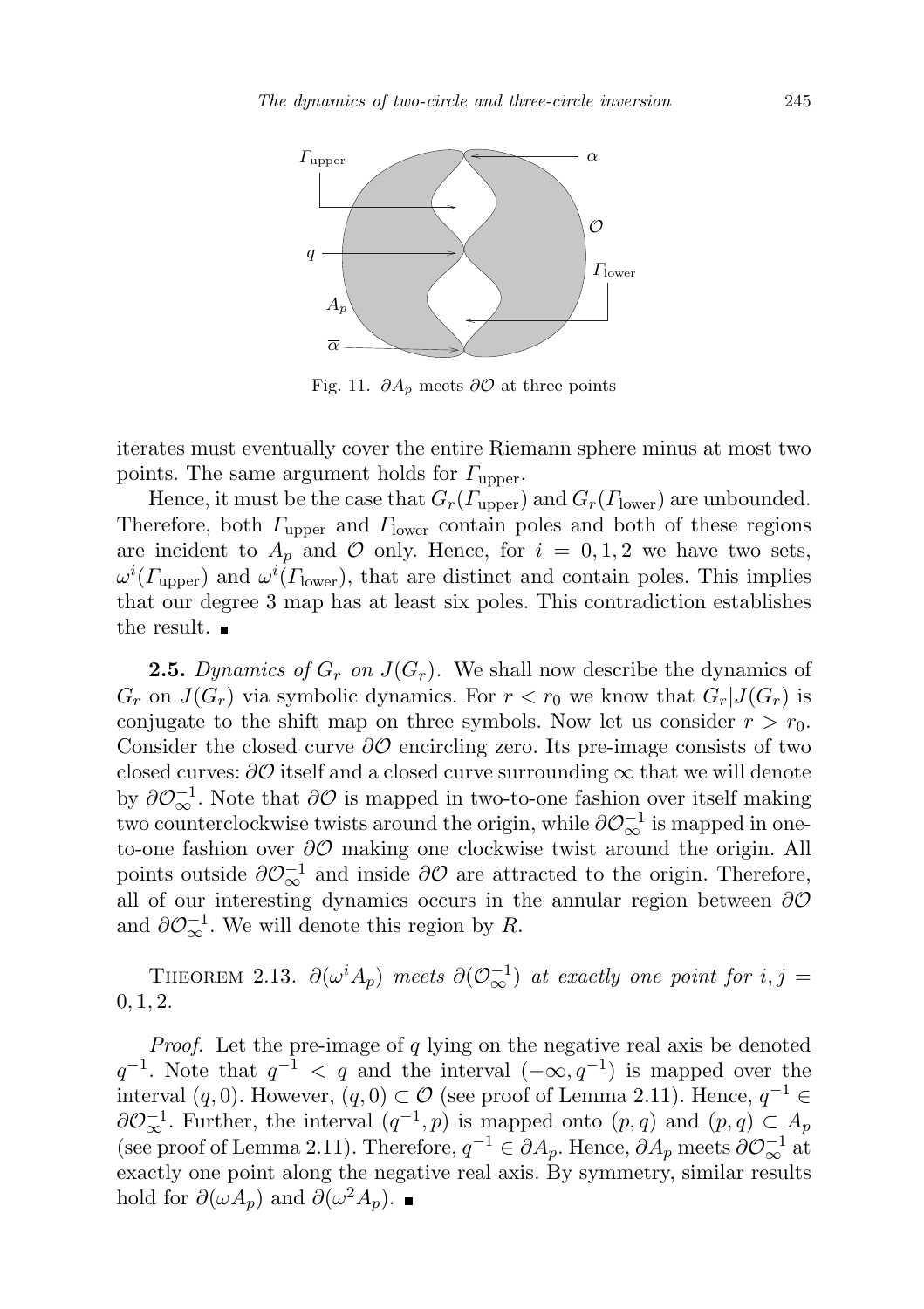Fig. 11. $\partial A_p$ meets $\partial\mathcal{O}$ at three points

iterates must eventually cover the entire Riemann sphere minus at most two points. The same argument holds for $\Gamma_{\text{upper}}$.

Hence, it must be the case that $G_r(\Gamma_{\text{upper}})$ and $G_r(\Gamma_{\text{lower}})$ are unbounded. Therefore, both $\Gamma_{\text{upper}}$ and $\Gamma_{\text{lower}}$ contain poles and both of these regions are incident to $A_p$ and $\mathcal{O}$ only. Hence, for $i = 0, 1, 2$ we have two sets, $\omega^i(\Gamma_{\text{upper}})$ and $\omega^i(\Gamma_{\text{lower}})$, that are distinct and contain poles. This implies that our degree 3 map has at least six poles. This contradiction establishes the result. ∎

**2.5.** *Dynamics of $G_r$ on $J(G_r)$.* We shall now describe the dynamics of $G_r$ on $J(G_r)$ via symbolic dynamics. For $r < r_0$ we know that $G_r|J(G_r)$ is conjugate to the shift map on three symbols. Now let us consider $r > r_0$. Consider the closed curve $\partial\mathcal{O}$ encircling zero. Its pre-image consists of two closed curves: $\partial\mathcal{O}$ itself and a closed curve surrounding $\infty$ that we will denote by $\partial\mathcal{O}_\infty^{-1}$. Note that $\partial\mathcal{O}$ is mapped in two-to-one fashion over itself making two counterclockwise twists around the origin, while $\partial\mathcal{O}_\infty^{-1}$ is mapped in one-to-one fashion over $\partial\mathcal{O}$ making one clockwise twist around the origin. All points outside $\partial\mathcal{O}_\infty^{-1}$ and inside $\partial\mathcal{O}$ are attracted to the origin. Therefore, all of our interesting dynamics occurs in the annular region between $\partial\mathcal{O}$ and $\partial\mathcal{O}_\infty^{-1}$. We will denote this region by $R$.

THEOREM 2.13. *$\partial(\omega^i A_p)$ meets $\partial(\mathcal{O}_\infty^{-1})$ at exactly one point for $i, j = 0, 1, 2$.*

*Proof.* Let the pre-image of $q$ lying on the negative real axis be denoted $q^{-1}$. Note that $q^{-1} < q$ and the interval $(-\infty, q^{-1})$ is mapped over the interval $(q, 0)$. However, $(q, 0) \subset \mathcal{O}$ (see proof of Lemma 2.11). Hence, $q^{-1} \in \partial\mathcal{O}_\infty^{-1}$. Further, the interval $(q^{-1}, p)$ is mapped onto $(p, q)$ and $(p, q) \subset A_p$ (see proof of Lemma 2.11). Therefore, $q^{-1} \in \partial A_p$. Hence, $\partial A_p$ meets $\partial\mathcal{O}_\infty^{-1}$ at exactly one point along the negative real axis. By symmetry, similar results hold for $\partial(\omega A_p)$ and $\partial(\omega^2 A_p)$. ∎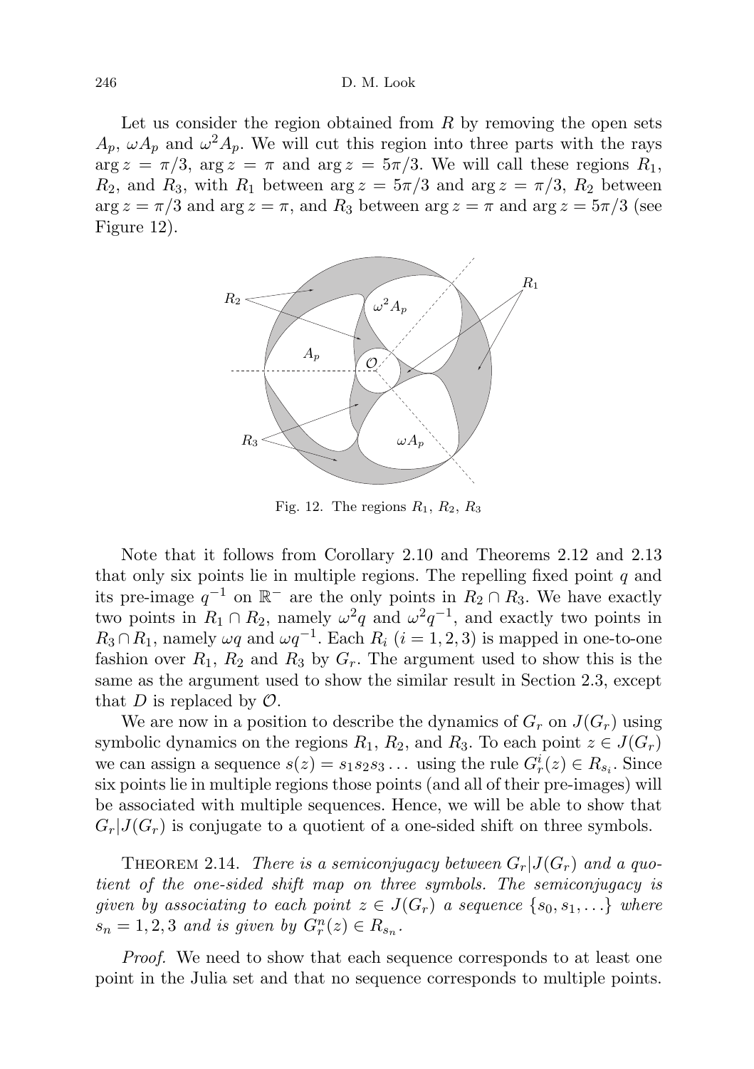Let us consider the region obtained from $R$ by removing the open sets $A_p$, $\omega A_p$ and $\omega^2 A_p$. We will cut this region into three parts with the rays $\arg z = \pi/3$, $\arg z = \pi$ and $\arg z = 5\pi/3$. We will call these regions $R_1$, $R_2$, and $R_3$, with $R_1$ between $\arg z = 5\pi/3$ and $\arg z = \pi/3$, $R_2$ between $\arg z = \pi/3$ and $\arg z = \pi$, and $R_3$ between $\arg z = \pi$ and $\arg z = 5\pi/3$ (see Figure 12).

Fig. 12. The regions $R_1$, $R_2$, $R_3$

Note that it follows from Corollary 2.10 and Theorems 2.12 and 2.13 that only six points lie in multiple regions. The repelling fixed point $q$ and its pre-image $q^{-1}$ on $\mathbb{R}^-$ are the only points in $R_2 \cap R_3$. We have exactly two points in $R_1 \cap R_2$, namely $\omega^2 q$ and $\omega^2 q^{-1}$, and exactly two points in $R_3 \cap R_1$, namely $\omega q$ and $\omega q^{-1}$. Each $R_i$ $(i = 1, 2, 3)$ is mapped in one-to-one fashion over $R_1$, $R_2$ and $R_3$ by $G_r$. The argument used to show this is the same as the argument used to show the similar result in Section 2.3, except that $D$ is replaced by $\mathcal{O}$.

We are now in a position to describe the dynamics of $G_r$ on $J(G_r)$ using symbolic dynamics on the regions $R_1$, $R_2$, and $R_3$. To each point $z \in J(G_r)$ we can assign a sequence $s(z) = s_1 s_2 s_3 \ldots$ using the rule $G_r^i(z) \in R_{s_i}$. Since six points lie in multiple regions those points (and all of their pre-images) will be associated with multiple sequences. Hence, we will be able to show that $G_r | J(G_r)$ is conjugate to a quotient of a one-sided shift on three symbols.

Theorem 2.14. *There is a semiconjugacy between $G_r | J(G_r)$ and a quotient of the one-sided shift map on three symbols. The semiconjugacy is given by associating to each point $z \in J(G_r)$ a sequence $\{s_0, s_1, \ldots\}$ where $s_n = 1, 2, 3$ and is given by $G_r^n(z) \in R_{s_n}$.*

*Proof.* We need to show that each sequence corresponds to at least one point in the Julia set and that no sequence corresponds to multiple points.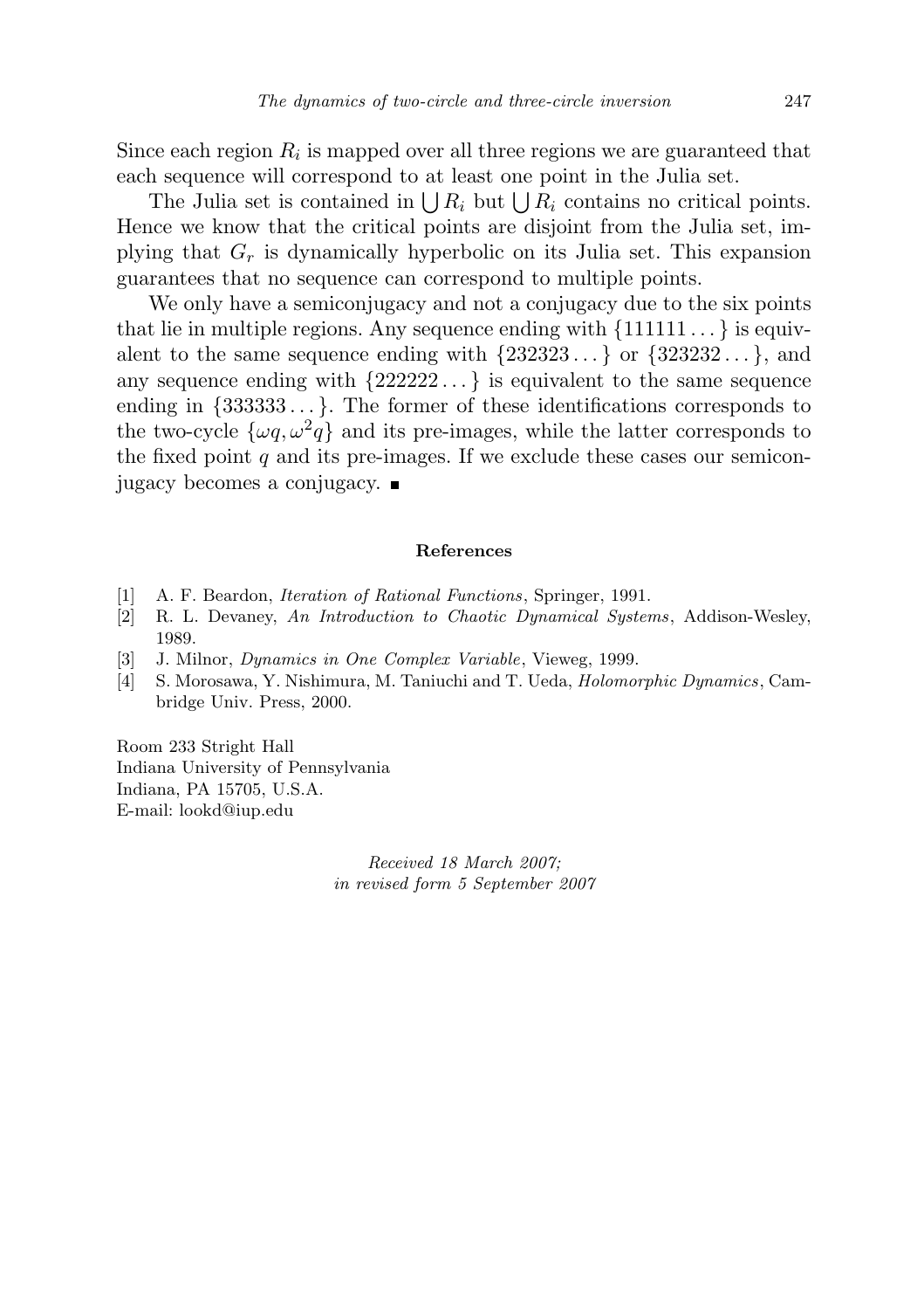Since each region $R_i$ is mapped over all three regions we are guaranteed that each sequence will correspond to at least one point in the Julia set.

The Julia set is contained in $\bigcup R_i$ but $\bigcup R_i$ contains no critical points. Hence we know that the critical points are disjoint from the Julia set, implying that $G_r$ is dynamically hyperbolic on its Julia set. This expansion guarantees that no sequence can correspond to multiple points.

We only have a semiconjugacy and not a conjugacy due to the six points that lie in multiple regions. Any sequence ending with $\{111111\ldots\}$ is equivalent to the same sequence ending with $\{232323\ldots\}$ or $\{323232\ldots\}$, and any sequence ending with $\{222222\ldots\}$ is equivalent to the same sequence ending in $\{333333\ldots\}$. The former of these identifications corresponds to the two-cycle $\{\omega q, \omega^2 q\}$ and its pre-images, while the latter corresponds to the fixed point $q$ and its pre-images. If we exclude these cases our semiconjugacy becomes a conjugacy. ∎

#### References

[1] A. F. Beardon, *Iteration of Rational Functions*, Springer, 1991.

[2] R. L. Devaney, *An Introduction to Chaotic Dynamical Systems*, Addison-Wesley, 1989.

[3] J. Milnor, *Dynamics in One Complex Variable*, Vieweg, 1999.

[4] S. Morosawa, Y. Nishimura, M. Taniuchi and T. Ueda, *Holomorphic Dynamics*, Cambridge Univ. Press, 2000.

Room 233 Stright Hall
Indiana University of Pennsylvania
Indiana, PA 15705, U.S.A.
E-mail: lookd@iup.edu

*Received 18 March 2007;*
*in revised form 5 September 2007*